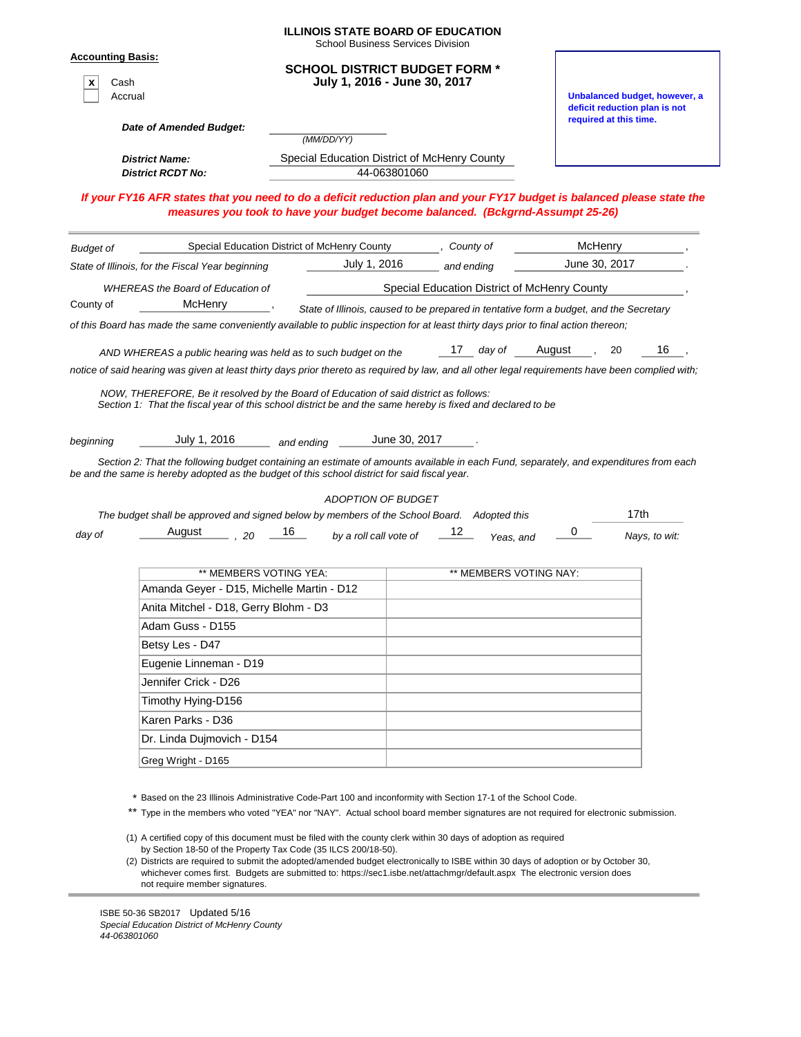**ILLINOIS STATE BOARD OF EDUCATION**
School Business Services Division

**Accounting Basis:**

[X] Cash
[ ] Accrual

# SCHOOL DISTRICT BUDGET FORM *
## July 1, 2016 - June 30, 2017

**Unbalanced budget, however, a deficit reduction plan is not required at this time.**

***Date of Amended Budget:*** ________ *(MM/DD/YY)*

***District Name:*** Special Education District of McHenry County
***District RCDT No:*** 44-063801060

***If your FY16 AFR states that you need to do a deficit reduction plan and your FY17 budget is balanced please state the measures you took to have your budget become balanced. (Bckgrnd-Assumpt 25-26)***

---

*Budget of* Special Education District of McHenry County *, County of* McHenry ,
*State of Illinois, for the Fiscal Year beginning* July 1, 2016 *and ending* June 30, 2017 .

*WHEREAS the Board of Education of* Special Education District of McHenry County ,
County of McHenry , *State of Illinois, caused to be prepared in tentative form a budget, and the Secretary of this Board has made the same conveniently available to public inspection for at least thirty days prior to final action thereon;*

*AND WHEREAS a public hearing was held as to such budget on the* 17 *day of* August , 20 16 ,
*notice of said hearing was given at least thirty days prior thereto as required by law, and all other legal requirements have been complied with;*

*NOW, THEREFORE, Be it resolved by the Board of Education of said district as follows:*
*Section 1: That the fiscal year of this school district be and the same hereby is fixed and declared to be*

*beginning* July 1, 2016 *and ending* June 30, 2017 .

*Section 2: That the following budget containing an estimate of amounts available in each Fund, separately, and expenditures from each be and the same is hereby adopted as the budget of this school district for said fiscal year.*

*ADOPTION OF BUDGET*

*The budget shall be approved and signed below by members of the School Board. Adopted this* 17th *day of* August *, 20* 16 *by a roll call vote of* 12 *Yeas, and* 0 *Nays, to wit:*

| ** MEMBERS VOTING YEA: | ** MEMBERS VOTING NAY: |
|---|---|
| Amanda Geyer - D15, Michelle Martin - D12 | |
| Anita Mitchel - D18, Gerry Blohm - D3 | |
| Adam Guss - D155 | |
| Betsy Les - D47 | |
| Eugenie Linneman - D19 | |
| Jennifer Crick - D26 | |
| Timothy Hying-D156 | |
| Karen Parks - D36 | |
| Dr. Linda Dujmovich - D154 | |
| Greg Wright - D165 | |

\* Based on the 23 Illinois Administrative Code-Part 100 and inconformity with Section 17-1 of the School Code.

** Type in the members who voted "YEA" nor "NAY". Actual school board member signatures are not required for electronic submission.

(1) A certified copy of this document must be filed with the county clerk within 30 days of adoption as required by Section 18-50 of the Property Tax Code (35 ILCS 200/18-50).

(2) Districts are required to submit the adopted/amended budget electronically to ISBE within 30 days of adoption or by October 30, whichever comes first. Budgets are submitted to: https://sec1.isbe.net/attachmgr/default.aspx The electronic version does not require member signatures.

ISBE 50-36 SB2017 Updated 5/16
*Special Education District of McHenry County*
*44-063801060*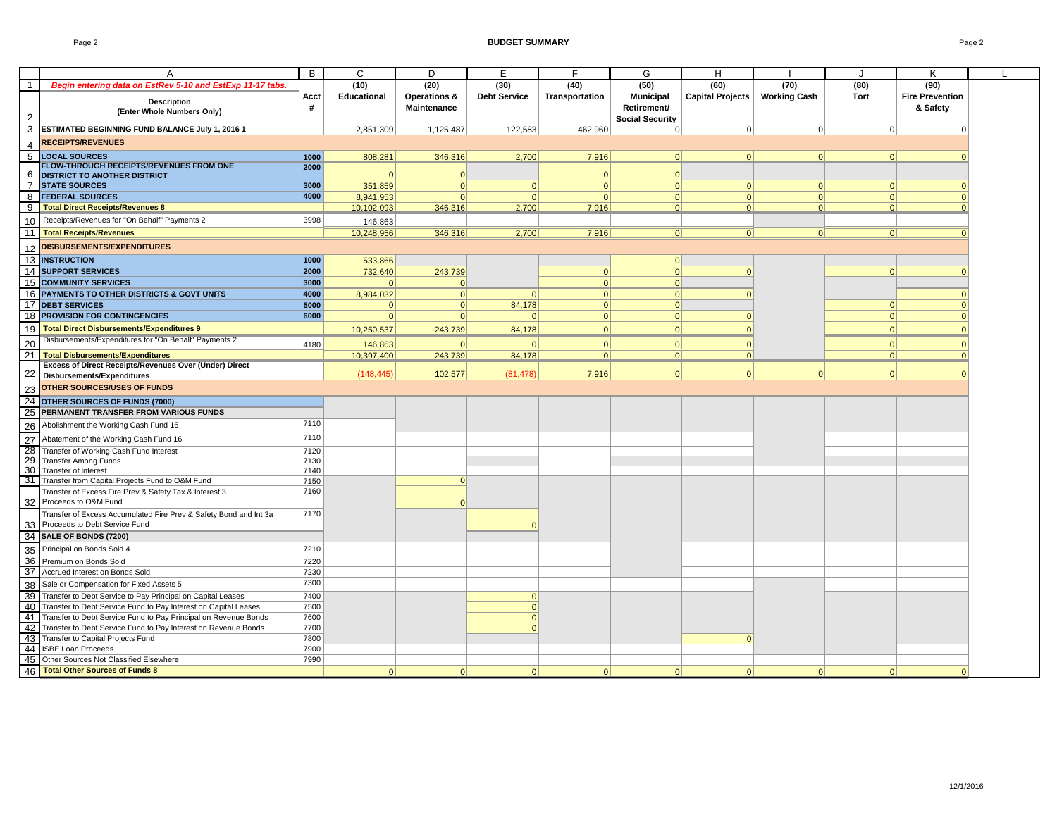# BUDGET SUMMARY

| | A | B | C | D | E | F | G | H | I | J | K | L |
|---|---|---|---|---|---|---|---|---|---|---|---|---|
| 1 | *Begin entering data on EstRev 5-10 and EstExp 11-17 tabs.* | | (10) | (20) | (30) | (40) | (50) | (60) | (70) | (80) | (90) | |
| 2 | **Description (Enter Whole Numbers Only)** | **Acct #** | **Educational** | **Operations & Maintenance** | **Debt Service** | **Transportation** | **Municipal Retirement/ Social Security** | **Capital Projects** | **Working Cash** | **Tort** | **Fire Prevention & Safety** | |
| 3 | **ESTIMATED BEGINNING FUND BALANCE July 1, 2016 1** | | 2,851,309 | 1,125,487 | 122,583 | 462,960 | 0 | 0 | 0 | 0 | 0 | |
| 4 | **RECEIPTS/REVENUES** | | | | | | | | | | | |
| 5 | **LOCAL SOURCES** | 1000 | 808,281 | 346,316 | 2,700 | 7,916 | 0 | 0 | 0 | 0 | 0 | |
| 6 | **FLOW-THROUGH RECEIPTS/REVENUES FROM ONE DISTRICT TO ANOTHER DISTRICT** | 2000 | 0 | 0 | | 0 | 0 | | | | | |
| 7 | **STATE SOURCES** | 3000 | 351,859 | 0 | 0 | 0 | 0 | 0 | 0 | 0 | 0 | |
| 8 | **FEDERAL SOURCES** | 4000 | 8,941,953 | 0 | 0 | 0 | 0 | 0 | 0 | 0 | 0 | |
| 9 | **Total Direct Receipts/Revenues 8** | | 10,102,093 | 346,316 | 2,700 | 7,916 | 0 | 0 | 0 | 0 | 0 | |
| 10 | Receipts/Revenues for "On Behalf" Payments 2 | 3998 | 146,863 | | | | | | | | | |
| 11 | **Total Receipts/Revenues** | | 10,248,956 | 346,316 | 2,700 | 7,916 | 0 | 0 | 0 | 0 | 0 | |
| 12 | **DISBURSEMENTS/EXPENDITURES** | | | | | | | | | | | |
| 13 | **INSTRUCTION** | 1000 | 533,866 | | | | 0 | | | | | |
| 14 | **SUPPORT SERVICES** | 2000 | 732,640 | 243,739 | | 0 | 0 | 0 | | 0 | 0 | |
| 15 | **COMMUNITY SERVICES** | 3000 | 0 | 0 | | 0 | 0 | | | | | |
| 16 | **PAYMENTS TO OTHER DISTRICTS & GOVT UNITS** | 4000 | 8,984,032 | 0 | 0 | 0 | 0 | 0 | | | 0 | |
| 17 | **DEBT SERVICES** | 5000 | 0 | 0 | 84,178 | 0 | 0 | | | 0 | 0 | |
| 18 | **PROVISION FOR CONTINGENCIES** | 6000 | 0 | 0 | 0 | 0 | 0 | 0 | | 0 | 0 | |
| 19 | **Total Direct Disbursements/Expenditures 9** | | 10,250,537 | 243,739 | 84,178 | 0 | 0 | 0 | | 0 | 0 | |
| 20 | Disbursements/Expenditures for "On Behalf" Payments 2 | 4180 | 146,863 | 0 | 0 | 0 | 0 | 0 | | 0 | 0 | |
| 21 | **Total Disbursements/Expenditures** | | 10,397,400 | 243,739 | 84,178 | 0 | 0 | 0 | | 0 | 0 | |
| 22 | **Excess of Direct Receipts/Revenues Over (Under) Direct Disbursements/Expenditures** | | (148,445) | 102,577 | (81,478) | 7,916 | 0 | 0 | 0 | 0 | 0 | |
| 23 | **OTHER SOURCES/USES OF FUNDS** | | | | | | | | | | | |
| 24 | **OTHER SOURCES OF FUNDS (7000)** | | | | | | | | | | | |
| 25 | **PERMANENT TRANSFER FROM VARIOUS FUNDS** | | | | | | | | | | | |
| 26 | Abolishment the Working Cash Fund 16 | 7110 | | | | | | | | | | |
| 27 | Abatement of the Working Cash Fund 16 | 7110 | | | | | | | | | | |
| 28 | Transfer of Working Cash Fund Interest | 7120 | | | | | | | | | | |
| 29 | Transfer Among Funds | 7130 | | | | | | | | | | |
| 30 | Transfer of Interest | 7140 | | | | | | | | | | |
| 31 | Transfer from Capital Projects Fund to O&M Fund | 7150 | | 0 | | | | | | | | |
| 32 | Transfer of Excess Fire Prev & Safety Tax & Interest 3 Proceeds to O&M Fund | 7160 | | 0 | | | | | | | | |
| 33 | Transfer of Excess Accumulated Fire Prev & Safety Bond and Int 3a Proceeds to Debt Service Fund | 7170 | | | 0 | | | | | | | |
| 34 | **SALE OF BONDS (7200)** | | | | | | | | | | | |
| 35 | Principal on Bonds Sold 4 | 7210 | | | | | | | | | | |
| 36 | Premium on Bonds Sold | 7220 | | | | | | | | | | |
| 37 | Accrued Interest on Bonds Sold | 7230 | | | | | | | | | | |
| 38 | Sale or Compensation for Fixed Assets 5 | 7300 | | | | | | | | | | |
| 39 | Transfer to Debt Service to Pay Principal on Capital Leases | 7400 | | | 0 | | | | | | | |
| 40 | Transfer to Debt Service Fund to Pay Interest on Capital Leases | 7500 | | | 0 | | | | | | | |
| 41 | Transfer to Debt Service Fund to Pay Principal on Revenue Bonds | 7600 | | | 0 | | | | | | | |
| 42 | Transfer to Debt Service Fund to Pay Interest on Revenue Bonds | 7700 | | | 0 | | | | | | | |
| 43 | Transfer to Capital Projects Fund | 7800 | | | | | | 0 | | | | |
| 44 | ISBE Loan Proceeds | 7900 | | | | | | | | | | |
| 45 | Other Sources Not Classified Elsewhere | 7990 | | | | | | | | | | |
| 46 | **Total Other Sources of Funds 8** | | 0 | 0 | 0 | 0 | 0 | 0 | 0 | 0 | 0 | |

12/1/2016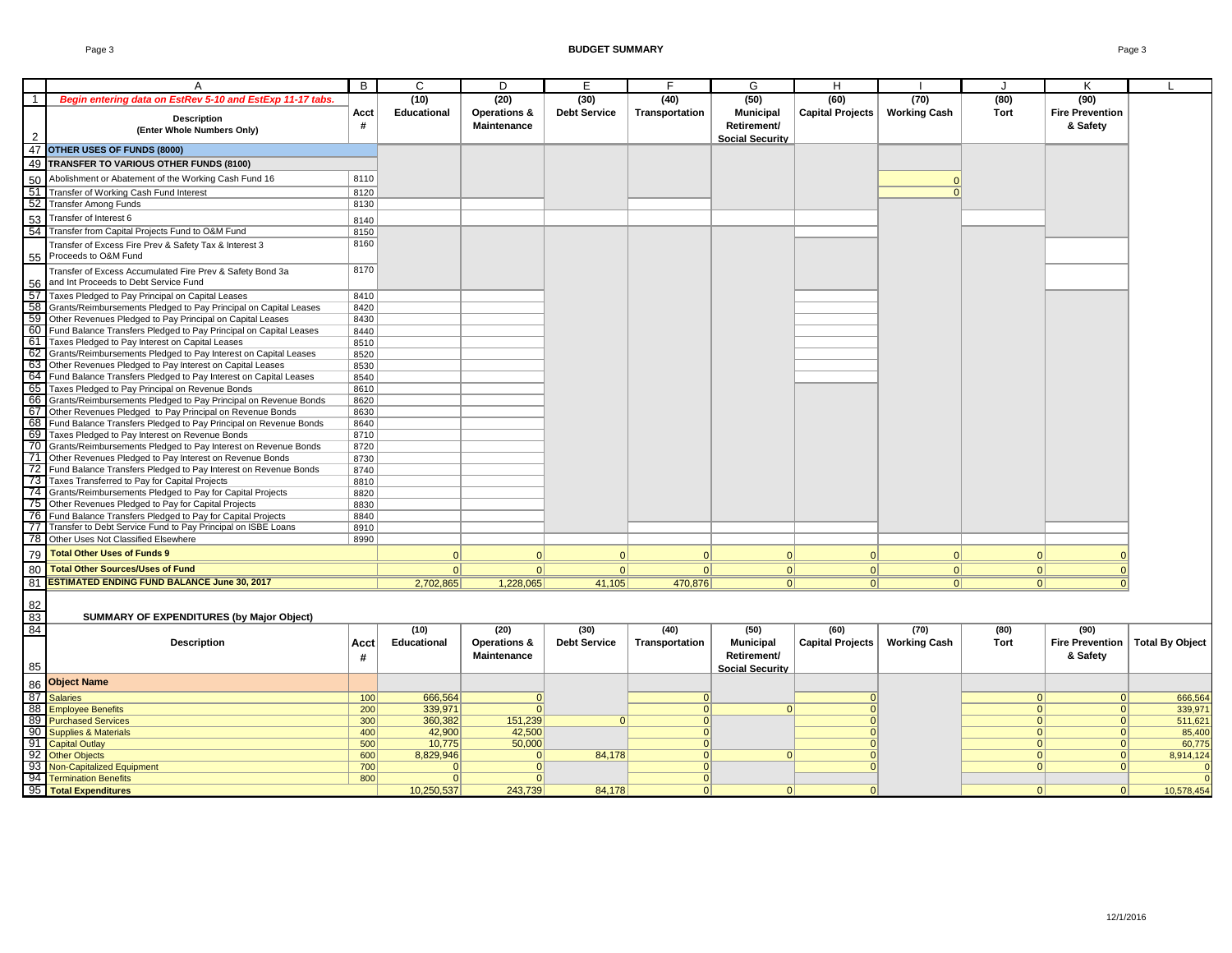# BUDGET SUMMARY

| | A | B | C | D | E | F | G | H | I | J | K | L |
|---|---|---|---|---|---|---|---|---|---|---|---|---|
| 1 | *Begin entering data on EstRev 5-10 and EstExp 11-17 tabs.* | | (10) | (20) | (30) | (40) | (50) | (60) | (70) | (80) | (90) | |
| 2 | **Description (Enter Whole Numbers Only)** | **Acct #** | **Educational** | **Operations & Maintenance** | **Debt Service** | **Transportation** | **Municipal Retirement/ Social Security** | **Capital Projects** | **Working Cash** | **Tort** | **Fire Prevention & Safety** | |
| 47 | **OTHER USES OF FUNDS (8000)** | | | | | | | | | | | |
| 49 | **TRANSFER TO VARIOUS OTHER FUNDS (8100)** | | | | | | | | | | | |
| 50 | Abolishment or Abatement of the Working Cash Fund 16 | 8110 | | | | | | | 0 | | | |
| 51 | Transfer of Working Cash Fund Interest | 8120 | | | | | | | 0 | | | |
| 52 | Transfer Among Funds | 8130 | | | | | | | | | | |
| 53 | Transfer of Interest 6 | 8140 | | | | | | | | | | |
| 54 | Transfer from Capital Projects Fund to O&M Fund | 8150 | | | | | | | | | | |
| 55 | Transfer of Excess Fire Prev & Safety Tax & Interest 3 Proceeds to O&M Fund | 8160 | | | | | | | | | | |
| 56 | Transfer of Excess Accumulated Fire Prev & Safety Bond 3a and Int Proceeds to Debt Service Fund | 8170 | | | | | | | | | | |
| 57 | Taxes Pledged to Pay Principal on Capital Leases | 8410 | | | | | | | | | | |
| 58 | Grants/Reimbursements Pledged to Pay Principal on Capital Leases | 8420 | | | | | | | | | | |
| 59 | Other Revenues Pledged to Pay Principal on Capital Leases | 8430 | | | | | | | | | | |
| 60 | Fund Balance Transfers Pledged to Pay Principal on Capital Leases | 8440 | | | | | | | | | | |
| 61 | Taxes Pledged to Pay Interest on Capital Leases | 8510 | | | | | | | | | | |
| 62 | Grants/Reimbursements Pledged to Pay Interest on Capital Leases | 8520 | | | | | | | | | | |
| 63 | Other Revenues Pledged to Pay Interest on Capital Leases | 8530 | | | | | | | | | | |
| 64 | Fund Balance Transfers Pledged to Pay Interest on Capital Leases | 8540 | | | | | | | | | | |
| 65 | Taxes Pledged to Pay Principal on Revenue Bonds | 8610 | | | | | | | | | | |
| 66 | Grants/Reimbursements Pledged to Pay Principal on Revenue Bonds | 8620 | | | | | | | | | | |
| 67 | Other Revenues Pledged to Pay Principal on Revenue Bonds | 8630 | | | | | | | | | | |
| 68 | Fund Balance Transfers Pledged to Pay Principal on Revenue Bonds | 8640 | | | | | | | | | | |
| 69 | Taxes Pledged to Pay Interest on Revenue Bonds | 8710 | | | | | | | | | | |
| 70 | Grants/Reimbursements Pledged to Pay Interest on Revenue Bonds | 8720 | | | | | | | | | | |
| 71 | Other Revenues Pledged to Pay Interest on Revenue Bonds | 8730 | | | | | | | | | | |
| 72 | Fund Balance Transfers Pledged to Pay Interest on Revenue Bonds | 8740 | | | | | | | | | | |
| 73 | Taxes Transferred to Pay for Capital Projects | 8810 | | | | | | | | | | |
| 74 | Grants/Reimbursements Pledged to Pay for Capital Projects | 8820 | | | | | | | | | | |
| 75 | Other Revenues Pledged to Pay for Capital Projects | 8830 | | | | | | | | | | |
| 76 | Fund Balance Transfers Pledged to Pay for Capital Projects | 8840 | | | | | | | | | | |
| 77 | Transfer to Debt Service Fund to Pay Principal on ISBE Loans | 8910 | | | | | | | | | | |
| 78 | Other Uses Not Classified Elsewhere | 8990 | | | | | | | | | | |
| 79 | **Total Other Uses of Funds 9** | | 0 | 0 | 0 | 0 | 0 | 0 | 0 | 0 | 0 | |
| 80 | **Total Other Sources/Uses of Fund** | | 0 | 0 | 0 | 0 | 0 | 0 | 0 | 0 | 0 | |
| 81 | **ESTIMATED ENDING FUND BALANCE June 30, 2017** | | 2,702,865 | 1,228,065 | 41,105 | 470,876 | 0 | 0 | 0 | 0 | 0 | |

## SUMMARY OF EXPENDITURES (by Major Object)

| | Description | Acct # | (10) Educational | (20) Operations & Maintenance | (30) Debt Service | (40) Transportation | (50) Municipal Retirement/ Social Security | (60) Capital Projects | (70) Working Cash | (80) Tort | (90) Fire Prevention & Safety | Total By Object |
|---|---|---|---|---|---|---|---|---|---|---|---|---|
| 86 | **Object Name** | | | | | | | | | | | |
| 87 | Salaries | 100 | 666,564 | 0 | | 0 | | 0 | | 0 | 0 | 666,564 |
| 88 | Employee Benefits | 200 | 339,971 | 0 | | 0 | 0 | 0 | | 0 | 0 | 339,971 |
| 89 | Purchased Services | 300 | 360,382 | 151,239 | 0 | 0 | | 0 | | 0 | 0 | 511,621 |
| 90 | Supplies & Materials | 400 | 42,900 | 42,500 | | 0 | | 0 | | 0 | 0 | 85,400 |
| 91 | Capital Outlay | 500 | 10,775 | 50,000 | | 0 | | 0 | | 0 | 0 | 60,775 |
| 92 | Other Objects | 600 | 8,829,946 | 0 | 84,178 | 0 | 0 | 0 | | 0 | 0 | 8,914,124 |
| 93 | Non-Capitalized Equipment | 700 | 0 | 0 | | 0 | | 0 | | 0 | 0 | 0 |
| 94 | Termination Benefits | 800 | 0 | 0 | | 0 | | | | | | 0 |
| 95 | **Total Expenditures** | | 10,250,537 | 243,739 | 84,178 | 0 | 0 | 0 | | 0 | 0 | 10,578,454 |

12/1/2016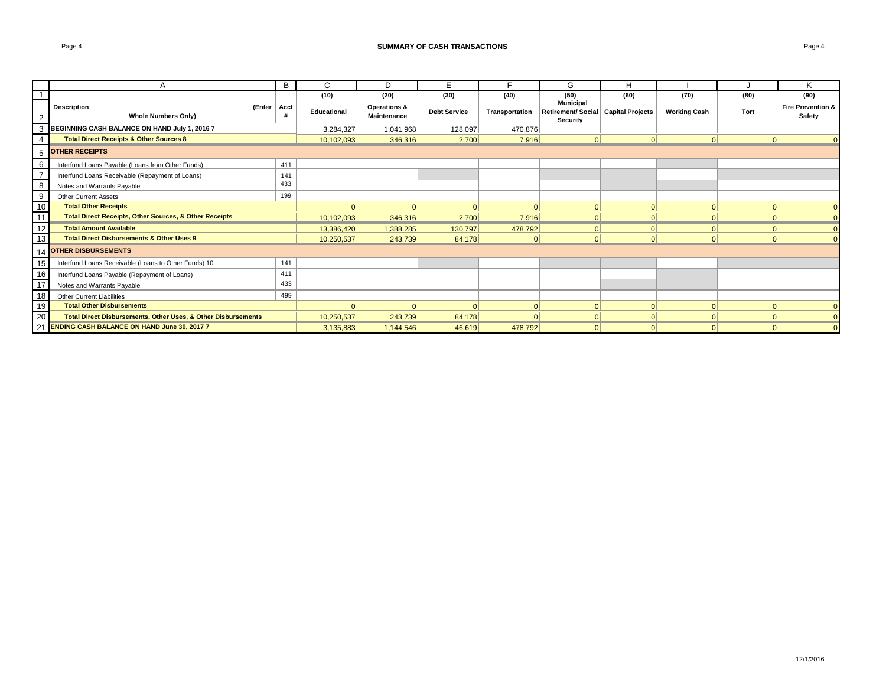# SUMMARY OF CASH TRANSACTIONS

| | A | B | C | D | E | F | G | H | I | J | K |
|---|---|---|---|---|---|---|---|---|---|---|---|
| 1 | | | (10) | (20) | (30) | (40) | (50) | (60) | (70) | (80) | (90) |
| 2 | **Description** (Enter Whole Numbers Only) | Acct # | Educational | Operations & Maintenance | Debt Service | Transportation | Municipal Retirement/ Social Security | Capital Projects | Working Cash | Tort | Fire Prevention & Safety |
| 3 | **BEGINNING CASH BALANCE ON HAND July 1, 2016 7** | | 3,284,327 | 1,041,968 | 128,097 | 470,876 | | | | | |
| 4 | **Total Direct Receipts & Other Sources 8** | | 10,102,093 | 346,316 | 2,700 | 7,916 | 0 | 0 | 0 | 0 | 0 |
| 5 | **OTHER RECEIPTS** | | | | | | | | | | |
| 6 | Interfund Loans Payable (Loans from Other Funds) | 411 | | | | | | | | | |
| 7 | Interfund Loans Receivable (Repayment of Loans) | 141 | | | | | | | | | |
| 8 | Notes and Warrants Payable | 433 | | | | | | | | | |
| 9 | Other Current Assets | 199 | | | | | | | | | |
| 10 | **Total Other Receipts** | | 0 | 0 | 0 | 0 | 0 | 0 | 0 | 0 | 0 |
| 11 | **Total Direct Receipts, Other Sources, & Other Receipts** | | 10,102,093 | 346,316 | 2,700 | 7,916 | 0 | 0 | 0 | 0 | 0 |
| 12 | **Total Amount Available** | | 13,386,420 | 1,388,285 | 130,797 | 478,792 | 0 | 0 | 0 | 0 | 0 |
| 13 | **Total Direct Disbursements & Other Uses 9** | | 10,250,537 | 243,739 | 84,178 | 0 | 0 | 0 | 0 | 0 | 0 |
| 14 | **OTHER DISBURSEMENTS** | | | | | | | | | | |
| 15 | Interfund Loans Receivable (Loans to Other Funds) 10 | 141 | | | | | | | | | |
| 16 | Interfund Loans Payable (Repayment of Loans) | 411 | | | | | | | | | |
| 17 | Notes and Warrants Payable | 433 | | | | | | | | | |
| 18 | Other Current Liabilities | 499 | | | | | | | | | |
| 19 | **Total Other Disbursements** | | 0 | 0 | 0 | 0 | 0 | 0 | 0 | 0 | 0 |
| 20 | **Total Direct Disbursements, Other Uses, & Other Disbursements** | | 10,250,537 | 243,739 | 84,178 | 0 | 0 | 0 | 0 | 0 | 0 |
| 21 | **ENDING CASH BALANCE ON HAND June 30, 2017 7** | | 3,135,883 | 1,144,546 | 46,619 | 478,792 | 0 | 0 | 0 | 0 | 0 |

12/1/2016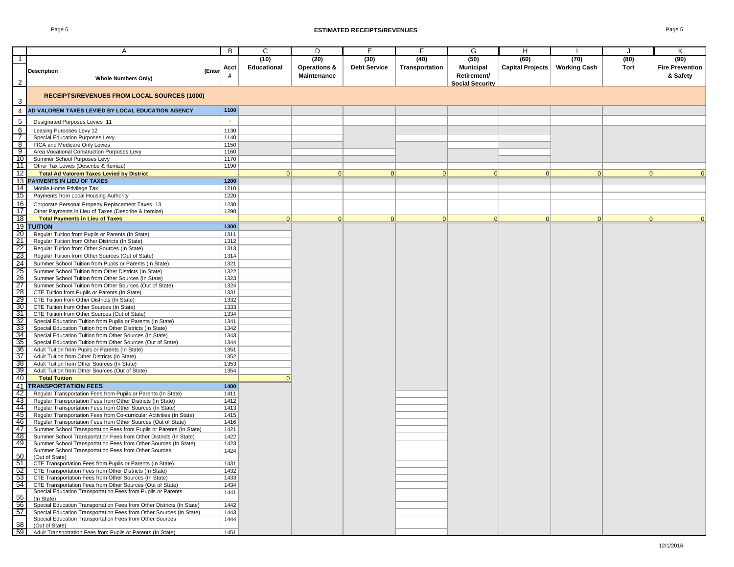## ESTIMATED RECEIPTS/REVENUES

| | A | B | C | D | E | F | G | H | I | J | K |
|---|---|---|---|---|---|---|---|---|---|---|---|
| 1 | | | (10) | (20) | (30) | (40) | (50) | (60) | (70) | (80) | (90) |
| 2 | Description (Enter Whole Numbers Only) | Acct # | Educational | Operations & Maintenance | Debt Service | Transportation | Municipal Retirement/ Social Security | Capital Projects | Working Cash | Tort | Fire Prevention & Safety |
| 3 | **RECEIPTS/REVENUES FROM LOCAL SOURCES (1000)** | | | | | | | | | | |
| 4 | **AD VALOREM TAXES LEVIED BY LOCAL EDUCATION AGENCY** | 1100 | | | | | | | | | |
| 5 | Designated Purposes Levies 11 | - | | | | | | | | | |
| 6 | Leasing Purposes Levy 12 | 1130 | | | | | | | | | |
| 7 | Special Education Purposes Levy | 1140 | | | | | | | | | |
| 8 | FICA and Medicare Only Levies | 1150 | | | | | | | | | |
| 9 | Area Vocational Construction Purposes Levy | 1160 | | | | | | | | | |
| 10 | Summer School Purposes Levy | 1170 | | | | | | | | | |
| 11 | Other Tax Levies (Describe & Itemize) | 1190 | | | | | | | | | |
| 12 | **Total Ad Valorem Taxes Levied by District** | | 0 | 0 | 0 | 0 | 0 | 0 | 0 | 0 | 0 |
| 13 | **PAYMENTS IN LIEU OF TAXES** | 1200 | | | | | | | | | |
| 14 | Mobile Home Privilege Tax | 1210 | | | | | | | | | |
| 15 | Payments from Local Housing Authority | 1220 | | | | | | | | | |
| 16 | Corporate Personal Property Replacement Taxes 13 | 1230 | | | | | | | | | |
| 17 | Other Payments in Lieu of Taxes (Describe & Itemize) | 1290 | | | | | | | | | |
| 18 | **Total Payments in Lieu of Taxes** | | 0 | 0 | 0 | 0 | 0 | 0 | 0 | 0 | 0 |
| 19 | **TUITION** | 1300 | | | | | | | | | |
| 20 | Regular Tuition from Pupils or Parents (In State) | 1311 | | | | | | | | | |
| 21 | Regular Tuition from Other Districts (In State) | 1312 | | | | | | | | | |
| 22 | Regular Tuition from Other Sources (In State) | 1313 | | | | | | | | | |
| 23 | Regular Tuition from Other Sources (Out of State) | 1314 | | | | | | | | | |
| 24 | Summer School Tuition from Pupils or Parents (In State) | 1321 | | | | | | | | | |
| 25 | Summer School Tuition from Other Districts (In State) | 1322 | | | | | | | | | |
| 26 | Summer School Tuition from Other Sources (In State) | 1323 | | | | | | | | | |
| 27 | Summer School Tuition from Other Sources (Out of State) | 1324 | | | | | | | | | |
| 28 | CTE Tuition from Pupils or Parents (In State) | 1331 | | | | | | | | | |
| 29 | CTE Tuition from Other Districts (In State) | 1332 | | | | | | | | | |
| 30 | CTE Tuition from Other Sources (In State) | 1333 | | | | | | | | | |
| 31 | CTE Tuition from Other Sources (Out of State) | 1334 | | | | | | | | | |
| 32 | Special Education Tuition from Pupils or Parents (In State) | 1341 | | | | | | | | | |
| 33 | Special Education Tuition from Other Districts (In State) | 1342 | | | | | | | | | |
| 34 | Special Education Tuition from Other Sources (In State) | 1343 | | | | | | | | | |
| 35 | Special Education Tuition from Other Sources (Out of State) | 1344 | | | | | | | | | |
| 36 | Adult Tuition from Pupils or Parents (In State) | 1351 | | | | | | | | | |
| 37 | Adult Tuition from Other Districts (In State) | 1352 | | | | | | | | | |
| 38 | Adult Tuition from Other Sources (In State) | 1353 | | | | | | | | | |
| 39 | Adult Tuition from Other Sources (Out of State) | 1354 | | | | | | | | | |
| 40 | **Total Tuition** | | 0 | | | | | | | | |
| 41 | **TRANSPORTATION FEES** | 1400 | | | | | | | | | |
| 42 | Regular Transportation Fees from Pupils or Parents (In State) | 1411 | | | | | | | | | |
| 43 | Regular Transportation Fees from Other Districts (In State) | 1412 | | | | | | | | | |
| 44 | Regular Transportation Fees from Other Sources (In State) | 1413 | | | | | | | | | |
| 45 | Regular Transportation Fees from Co-curricular Activities (In State) | 1415 | | | | | | | | | |
| 46 | Regular Transportation Fees from Other Sources (Out of State) | 1416 | | | | | | | | | |
| 47 | Summer School Transportation Fees from Pupils or Parents (In State) | 1421 | | | | | | | | | |
| 48 | Summer School Transportation Fees from Other Districts (In State) | 1422 | | | | | | | | | |
| 49 | Summer School Transportation Fees from Other Sources (In State) | 1423 | | | | | | | | | |
| 50 | Summer School Transportation Fees from Other Sources (Out of State) | 1424 | | | | | | | | | |
| 51 | CTE Transportation Fees from Pupils or Parents (In State) | 1431 | | | | | | | | | |
| 52 | CTE Transportation Fees from Other Districts (In State) | 1432 | | | | | | | | | |
| 53 | CTE Transportation Fees from Other Sources (In State) | 1433 | | | | | | | | | |
| 54 | CTE Transportation Fees from Other Sources (Out of State) | 1434 | | | | | | | | | |
| 55 | Special Education Transportation Fees from Pupils or Parents (In State) | 1441 | | | | | | | | | |
| 56 | Special Education Transportation Fees from Other Districts (In State) | 1442 | | | | | | | | | |
| 57 | Special Education Transportation Fees from Other Sources (In State) | 1443 | | | | | | | | | |
| 58 | Special Education Transportation Fees from Other Sources (Out of State) | 1444 | | | | | | | | | |
| 59 | Adult Transportation Fees from Pupils or Parents (In State) | 1451 | | | | | | | | | |

12/1/2016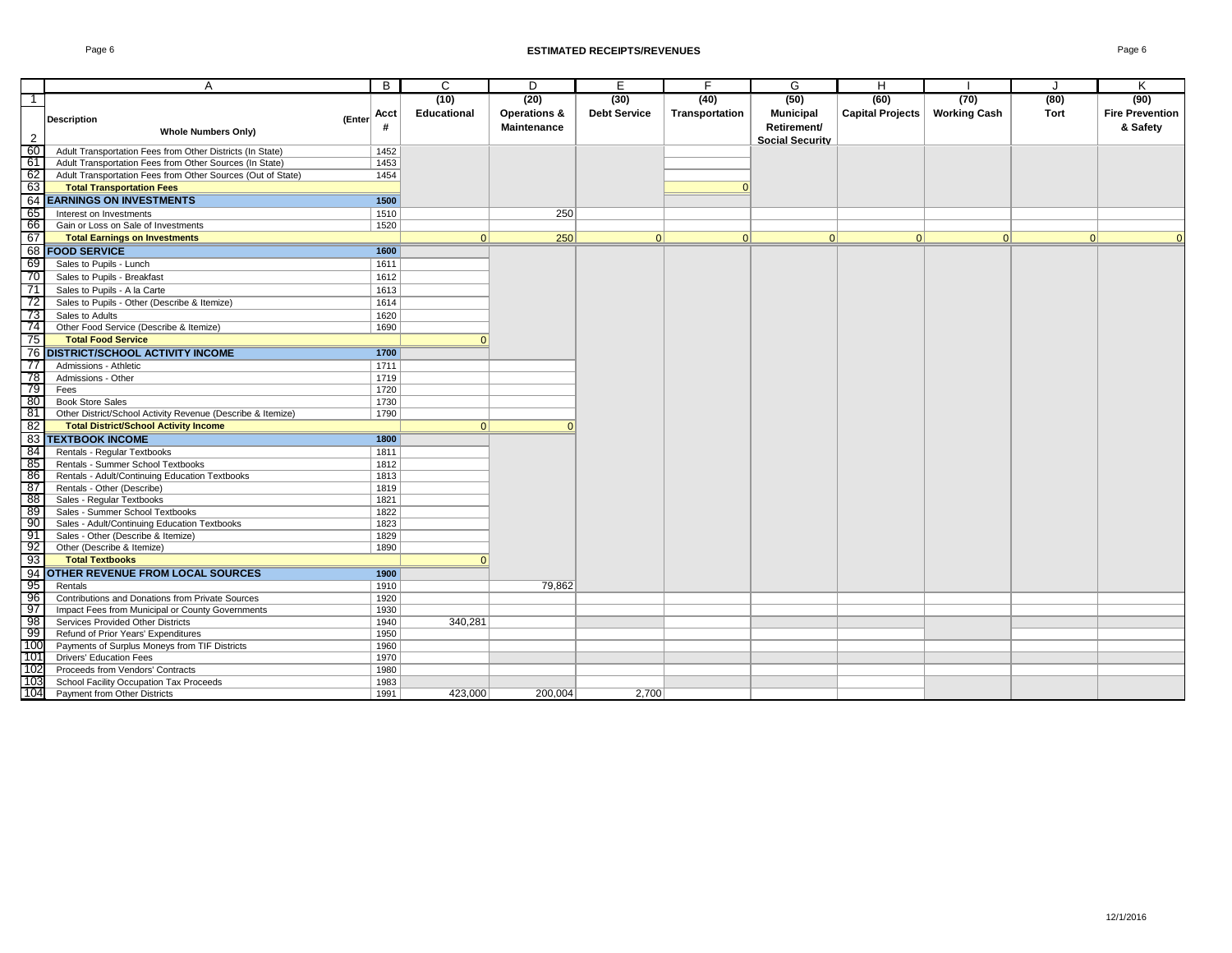# ESTIMATED RECEIPTS/REVENUES

| | A | B | C | D | E | F | G | H | I | J | K |
|---|---|---|---|---|---|---|---|---|---|---|---|
| 1 | | | (10) | (20) | (30) | (40) | (50) | (60) | (70) | (80) | (90) |
| 2 | **Description** (Enter Whole Numbers Only) | **Acct #** | **Educational** | **Operations & Maintenance** | **Debt Service** | **Transportation** | **Municipal Retirement/ Social Security** | **Capital Projects** | **Working Cash** | **Tort** | **Fire Prevention & Safety** |
| 60 | Adult Transportation Fees from Other Districts (In State) | 1452 | | | | | | | | | |
| 61 | Adult Transportation Fees from Other Sources (In State) | 1453 | | | | | | | | | |
| 62 | Adult Transportation Fees from Other Sources (Out of State) | 1454 | | | | | | | | | |
| 63 | **Total Transportation Fees** | | | | | 0 | | | | | |
| 64 | **EARNINGS ON INVESTMENTS** | 1500 | | | | | | | | | |
| 65 | Interest on Investments | 1510 | | 250 | | | | | | | |
| 66 | Gain or Loss on Sale of Investments | 1520 | | | | | | | | | |
| 67 | **Total Earnings on Investments** | | 0 | 250 | 0 | 0 | 0 | 0 | 0 | 0 | 0 |
| 68 | **FOOD SERVICE** | 1600 | | | | | | | | | |
| 69 | Sales to Pupils - Lunch | 1611 | | | | | | | | | |
| 70 | Sales to Pupils - Breakfast | 1612 | | | | | | | | | |
| 71 | Sales to Pupils - A la Carte | 1613 | | | | | | | | | |
| 72 | Sales to Pupils - Other (Describe & Itemize) | 1614 | | | | | | | | | |
| 73 | Sales to Adults | 1620 | | | | | | | | | |
| 74 | Other Food Service (Describe & Itemize) | 1690 | | | | | | | | | |
| 75 | **Total Food Service** | | 0 | | | | | | | | |
| 76 | **DISTRICT/SCHOOL ACTIVITY INCOME** | 1700 | | | | | | | | | |
| 77 | Admissions - Athletic | 1711 | | | | | | | | | |
| 78 | Admissions - Other | 1719 | | | | | | | | | |
| 79 | Fees | 1720 | | | | | | | | | |
| 80 | Book Store Sales | 1730 | | | | | | | | | |
| 81 | Other District/School Activity Revenue (Describe & Itemize) | 1790 | | | | | | | | | |
| 82 | **Total District/School Activity Income** | | 0 | 0 | | | | | | | |
| 83 | **TEXTBOOK INCOME** | 1800 | | | | | | | | | |
| 84 | Rentals - Regular Textbooks | 1811 | | | | | | | | | |
| 85 | Rentals - Summer School Textbooks | 1812 | | | | | | | | | |
| 86 | Rentals - Adult/Continuing Education Textbooks | 1813 | | | | | | | | | |
| 87 | Rentals - Other (Describe) | 1819 | | | | | | | | | |
| 88 | Sales - Regular Textbooks | 1821 | | | | | | | | | |
| 89 | Sales - Summer School Textbooks | 1822 | | | | | | | | | |
| 90 | Sales - Adult/Continuing Education Textbooks | 1823 | | | | | | | | | |
| 91 | Sales - Other (Describe & Itemize) | 1829 | | | | | | | | | |
| 92 | Other (Describe & Itemize) | 1890 | | | | | | | | | |
| 93 | **Total Textbooks** | | 0 | | | | | | | | |
| 94 | **OTHER REVENUE FROM LOCAL SOURCES** | 1900 | | | | | | | | | |
| 95 | Rentals | 1910 | | 79,862 | | | | | | | |
| 96 | Contributions and Donations from Private Sources | 1920 | | | | | | | | | |
| 97 | Impact Fees from Municipal or County Governments | 1930 | | | | | | | | | |
| 98 | Services Provided Other Districts | 1940 | 340,281 | | | | | | | | |
| 99 | Refund of Prior Years' Expenditures | 1950 | | | | | | | | | |
| 100 | Payments of Surplus Moneys from TIF Districts | 1960 | | | | | | | | | |
| 101 | Drivers' Education Fees | 1970 | | | | | | | | | |
| 102 | Proceeds from Vendors' Contracts | 1980 | | | | | | | | | |
| 103 | School Facility Occupation Tax Proceeds | 1983 | | | | | | | | | |
| 104 | Payment from Other Districts | 1991 | 423,000 | 200,004 | 2,700 | | | | | | |

12/1/2016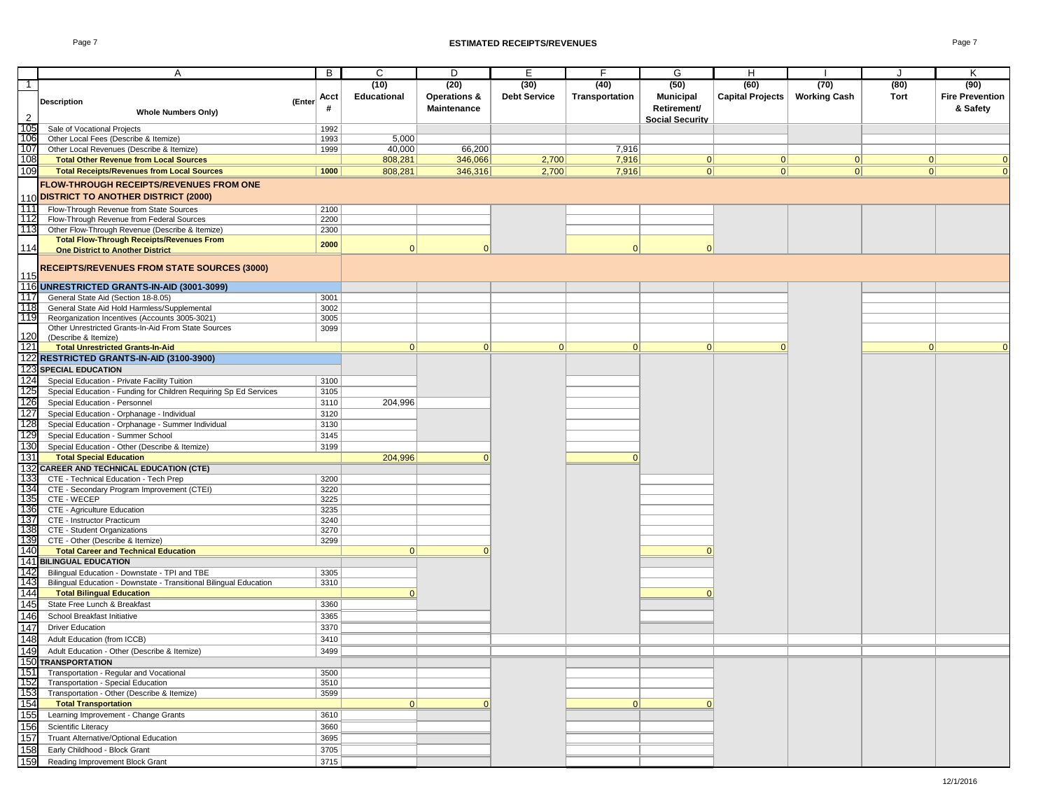## ESTIMATED RECEIPTS/REVENUES

| | A | B | C | D | E | F | G | H | I | J | K |
|---|---|---|---|---|---|---|---|---|---|---|---|
| 1 | | | (10) | (20) | (30) | (40) | (50) | (60) | (70) | (80) | (90) |
| 2 | Description (Enter Whole Numbers Only) | Acct # | Educational | Operations & Maintenance | Debt Service | Transportation | Municipal Retirement/ Social Security | Capital Projects | Working Cash | Tort | Fire Prevention & Safety |
| 105 | Sale of Vocational Projects | 1992 | | | | | | | | | |
| 106 | Other Local Fees (Describe & Itemize) | 1993 | 5,000 | | | | | | | | |
| 107 | Other Local Revenues (Describe & Itemize) | 1999 | 40,000 | 66,200 | | 7,916 | | | | | |
| 108 | **Total Other Revenue from Local Sources** | | 808,281 | 346,066 | 2,700 | 7,916 | 0 | 0 | 0 | 0 | 0 |
| 109 | **Total Receipts/Revenues from Local Sources** | **1000** | 808,281 | 346,316 | 2,700 | 7,916 | 0 | 0 | 0 | 0 | 0 |
| 110 | **FLOW-THROUGH RECEIPTS/REVENUES FROM ONE DISTRICT TO ANOTHER DISTRICT (2000)** | | | | | | | | | | |
| 111 | Flow-Through Revenue from State Sources | 2100 | | | | | | | | | |
| 112 | Flow-Through Revenue from Federal Sources | 2200 | | | | | | | | | |
| 113 | Other Flow-Through Revenue (Describe & Itemize) | 2300 | | | | | | | | | |
| 114 | **Total Flow-Through Receipts/Revenues From One District to Another District** | **2000** | 0 | 0 | | 0 | 0 | | | | |
| 115 | **RECEIPTS/REVENUES FROM STATE SOURCES (3000)** | | | | | | | | | | |
| 116 | **UNRESTRICTED GRANTS-IN-AID (3001-3099)** | | | | | | | | | | |
| 117 | General State Aid (Section 18-8.05) | 3001 | | | | | | | | | |
| 118 | General State Aid Hold Harmless/Supplemental | 3002 | | | | | | | | | |
| 119 | Reorganization Incentives (Accounts 3005-3021) | 3005 | | | | | | | | | |
| 120 | Other Unrestricted Grants-In-Aid From State Sources (Describe & Itemize) | 3099 | | | | | | | | | |
| 121 | **Total Unrestricted Grants-In-Aid** | | 0 | 0 | 0 | 0 | 0 | 0 | | 0 | 0 |
| 122 | **RESTRICTED GRANTS-IN-AID (3100-3900)** | | | | | | | | | | |
| 123 | **SPECIAL EDUCATION** | | | | | | | | | | |
| 124 | Special Education - Private Facility Tuition | 3100 | | | | | | | | | |
| 125 | Special Education - Funding for Children Requiring Sp Ed Services | 3105 | | | | | | | | | |
| 126 | Special Education - Personnel | 3110 | 204,996 | | | | | | | | |
| 127 | Special Education - Orphanage - Individual | 3120 | | | | | | | | | |
| 128 | Special Education - Orphanage - Summer Individual | 3130 | | | | | | | | | |
| 129 | Special Education - Summer School | 3145 | | | | | | | | | |
| 130 | Special Education - Other (Describe & Itemize) | 3199 | | | | | | | | | |
| 131 | **Total Special Education** | | 204,996 | 0 | | 0 | | | | | |
| 132 | **CAREER AND TECHNICAL EDUCATION (CTE)** | | | | | | | | | | |
| 133 | CTE - Technical Education - Tech Prep | 3200 | | | | | | | | | |
| 134 | CTE - Secondary Program Improvement (CTEI) | 3220 | | | | | | | | | |
| 135 | CTE - WECEP | 3225 | | | | | | | | | |
| 136 | CTE - Agriculture Education | 3235 | | | | | | | | | |
| 137 | CTE - Instructor Practicum | 3240 | | | | | | | | | |
| 138 | CTE - Student Organizations | 3270 | | | | | | | | | |
| 139 | CTE - Other (Describe & Itemize) | 3299 | | | | | | | | | |
| 140 | **Total Career and Technical Education** | | 0 | 0 | | | 0 | | | | |
| 141 | **BILINGUAL EDUCATION** | | | | | | | | | | |
| 142 | Bilingual Education - Downstate - TPI and TBE | 3305 | | | | | | | | | |
| 143 | Bilingual Education - Downstate - Transitional Bilingual Education | 3310 | | | | | | | | | |
| 144 | **Total Bilingual Education** | | 0 | | | | 0 | | | | |
| 145 | State Free Lunch & Breakfast | 3360 | | | | | | | | | |
| 146 | School Breakfast Initiative | 3365 | | | | | | | | | |
| 147 | Driver Education | 3370 | | | | | | | | | |
| 148 | Adult Education (from ICCB) | 3410 | | | | | | | | | |
| 149 | Adult Education - Other (Describe & Itemize) | 3499 | | | | | | | | | |
| 150 | **TRANSPORTATION** | | | | | | | | | | |
| 151 | Transportation - Regular and Vocational | 3500 | | | | | | | | | |
| 152 | Transportation - Special Education | 3510 | | | | | | | | | |
| 153 | Transportation - Other (Describe & Itemize) | 3599 | | | | | | | | | |
| 154 | **Total Transportation** | | 0 | 0 | | 0 | 0 | | | | |
| 155 | Learning Improvement - Change Grants | 3610 | | | | | | | | | |
| 156 | Scientific Literacy | 3660 | | | | | | | | | |
| 157 | Truant Alternative/Optional Education | 3695 | | | | | | | | | |
| 158 | Early Childhood - Block Grant | 3705 | | | | | | | | | |
| 159 | Reading Improvement Block Grant | 3715 | | | | | | | | | |

12/1/2016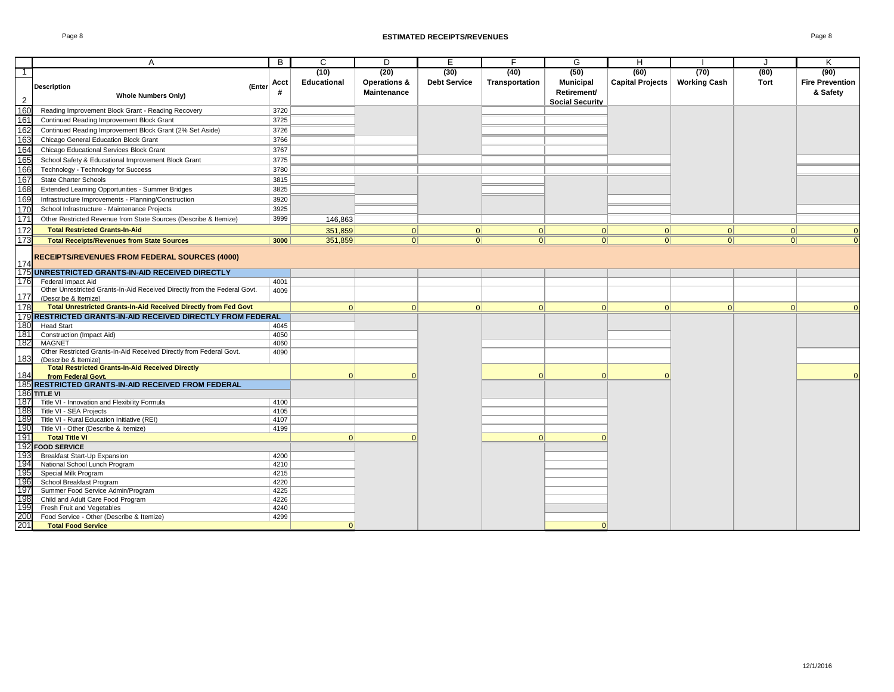## ESTIMATED RECEIPTS/REVENUES

| | A | B | C | D | E | F | G | H | I | J | K |
|---|---|---|---|---|---|---|---|---|---|---|---|
| 1 | | | (10) | (20) | (30) | (40) | (50) | (60) | (70) | (80) | (90) |
| 2 | **Description** (Enter **Whole Numbers Only)** | **Acct #** | **Educational** | **Operations & Maintenance** | **Debt Service** | **Transportation** | **Municipal Retirement/ Social Security** | **Capital Projects** | **Working Cash** | **Tort** | **Fire Prevention & Safety** |
| 160 | Reading Improvement Block Grant - Reading Recovery | 3720 | | | | | | | | | |
| 161 | Continued Reading Improvement Block Grant | 3725 | | | | | | | | | |
| 162 | Continued Reading Improvement Block Grant (2% Set Aside) | 3726 | | | | | | | | | |
| 163 | Chicago General Education Block Grant | 3766 | | | | | | | | | |
| 164 | Chicago Educational Services Block Grant | 3767 | | | | | | | | | |
| 165 | School Safety & Educational Improvement Block Grant | 3775 | | | | | | | | | |
| 166 | Technology - Technology for Success | 3780 | | | | | | | | | |
| 167 | State Charter Schools | 3815 | | | | | | | | | |
| 168 | Extended Learning Opportunities - Summer Bridges | 3825 | | | | | | | | | |
| 169 | Infrastructure Improvements - Planning/Construction | 3920 | | | | | | | | | |
| 170 | School Infrastructure - Maintenance Projects | 3925 | | | | | | | | | |
| 171 | Other Restricted Revenue from State Sources (Describe & Itemize) | 3999 | 146,863 | | | | | | | | |
| 172 | **Total Restricted Grants-In-Aid** | | 351,859 | 0 | 0 | 0 | 0 | 0 | 0 | 0 | 0 |
| 173 | **Total Receipts/Revenues from State Sources** | **3000** | 351,859 | 0 | 0 | 0 | 0 | 0 | 0 | 0 | 0 |
| 174 | **RECEIPTS/REVENUES FROM FEDERAL SOURCES (4000)** | | | | | | | | | | |
| 175 | **UNRESTRICTED GRANTS-IN-AID RECEIVED DIRECTLY** | | | | | | | | | | |
| 176 | Federal Impact Aid | 4001 | | | | | | | | | |
| 177 | Other Unrestricted Grants-In-Aid Received Directly from the Federal Govt. (Describe & Itemize) | 4009 | | | | | | | | | |
| 178 | **Total Unrestricted Grants-In-Aid Received Directly from Fed Govt** | | 0 | 0 | 0 | 0 | 0 | 0 | 0 | 0 | 0 |
| 179 | **RESTRICTED GRANTS-IN-AID RECEIVED DIRECTLY FROM FEDERAL** | | | | | | | | | | |
| 180 | Head Start | 4045 | | | | | | | | | |
| 181 | Construction (Impact Aid) | 4050 | | | | | | | | | |
| 182 | MAGNET | 4060 | | | | | | | | | |
| 183 | Other Restricted Grants-In-Aid Received Directly from Federal Govt. (Describe & Itemize) | 4090 | | | | | | | | | |
| 184 | **Total Restricted Grants-In-Aid Received Directly from Federal Govt.** | | 0 | 0 | | 0 | 0 | 0 | | | 0 |
| 185 | **RESTRICTED GRANTS-IN-AID RECEIVED FROM FEDERAL** | | | | | | | | | | |
| 186 | **TITLE VI** | | | | | | | | | | |
| 187 | Title VI - Innovation and Flexibility Formula | 4100 | | | | | | | | | |
| 188 | Title VI - SEA Projects | 4105 | | | | | | | | | |
| 189 | Title VI - Rural Education Initiative (REI) | 4107 | | | | | | | | | |
| 190 | Title VI - Other (Describe & Itemize) | 4199 | | | | | | | | | |
| 191 | **Total Title VI** | | 0 | 0 | | 0 | 0 | | | | |
| 192 | **FOOD SERVICE** | | | | | | | | | | |
| 193 | Breakfast Start-Up Expansion | 4200 | | | | | | | | | |
| 194 | National School Lunch Program | 4210 | | | | | | | | | |
| 195 | Special Milk Program | 4215 | | | | | | | | | |
| 196 | School Breakfast Program | 4220 | | | | | | | | | |
| 197 | Summer Food Service Admin/Program | 4225 | | | | | | | | | |
| 198 | Child and Adult Care Food Program | 4226 | | | | | | | | | |
| 199 | Fresh Fruit and Vegetables | 4240 | | | | | | | | | |
| 200 | Food Service - Other (Describe & Itemize) | 4299 | | | | | | | | | |
| 201 | **Total Food Service** | | 0 | | | | 0 | | | | |

12/1/2016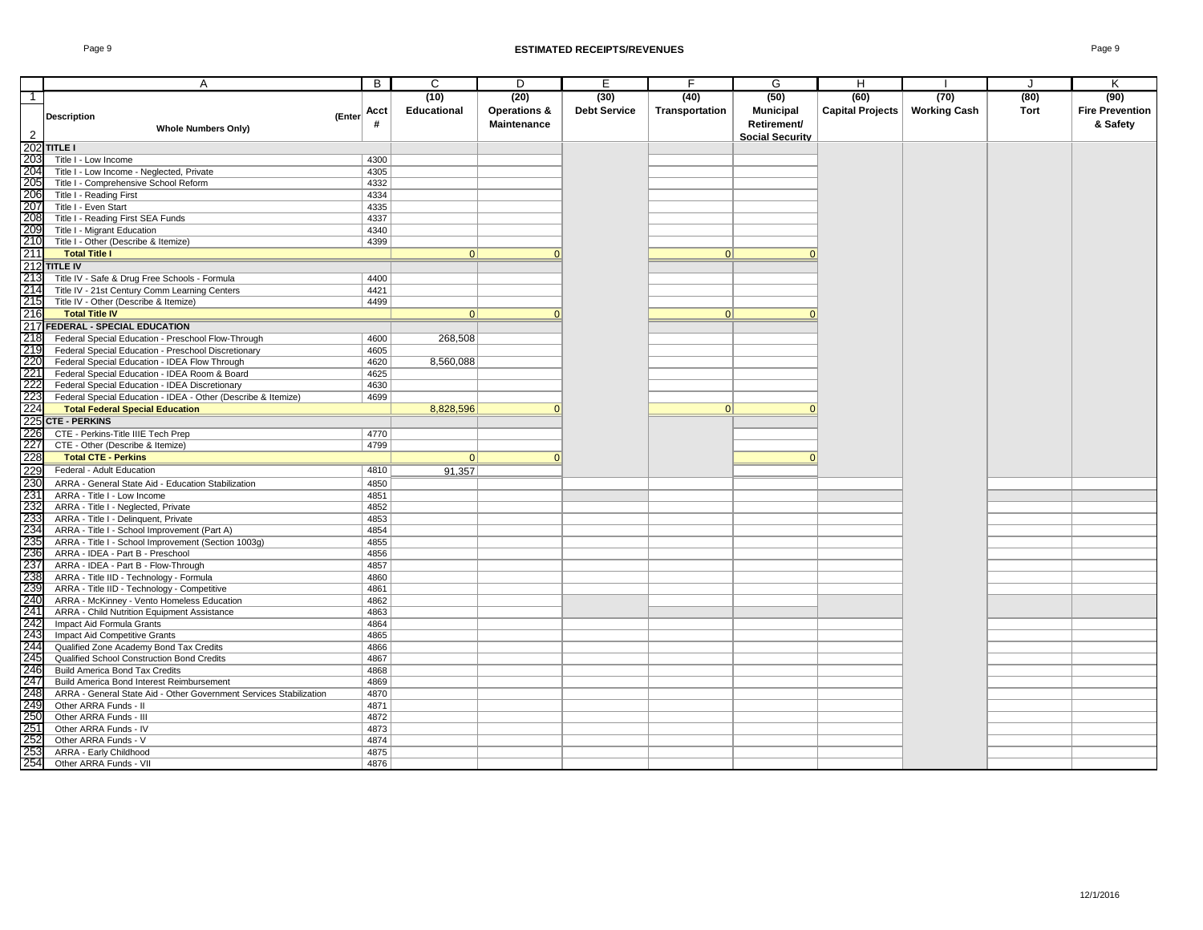# ESTIMATED RECEIPTS/REVENUES

| | A | B | C | D | E | F | G | H | I | J | K |
|---|---|---|---|---|---|---|---|---|---|---|---|
| 1 | | | (10) | (20) | (30) | (40) | (50) | (60) | (70) | (80) | (90) |
| 2 | Description (Enter Whole Numbers Only) | Acct # | Educational | Operations & Maintenance | Debt Service | Transportation | Municipal Retirement/ Social Security | Capital Projects | Working Cash | Tort | Fire Prevention & Safety |
| 202 | **TITLE I** | | | | | | | | | | |
| 203 | Title I - Low Income | 4300 | | | | | | | | | |
| 204 | Title I - Low Income - Neglected, Private | 4305 | | | | | | | | | |
| 205 | Title I - Comprehensive School Reform | 4332 | | | | | | | | | |
| 206 | Title I - Reading First | 4334 | | | | | | | | | |
| 207 | Title I - Even Start | 4335 | | | | | | | | | |
| 208 | Title I - Reading First SEA Funds | 4337 | | | | | | | | | |
| 209 | Title I - Migrant Education | 4340 | | | | | | | | | |
| 210 | Title I - Other (Describe & Itemize) | 4399 | | | | | | | | | |
| 211 | **Total Title I** | | 0 | 0 | | 0 | 0 | | | | |
| 212 | **TITLE IV** | | | | | | | | | | |
| 213 | Title IV - Safe & Drug Free Schools - Formula | 4400 | | | | | | | | | |
| 214 | Title IV - 21st Century Comm Learning Centers | 4421 | | | | | | | | | |
| 215 | Title IV - Other (Describe & Itemize) | 4499 | | | | | | | | | |
| 216 | **Total Title IV** | | 0 | 0 | | 0 | 0 | | | | |
| 217 | **FEDERAL - SPECIAL EDUCATION** | | | | | | | | | | |
| 218 | Federal Special Education - Preschool Flow-Through | 4600 | 268,508 | | | | | | | | |
| 219 | Federal Special Education - Preschool Discretionary | 4605 | | | | | | | | | |
| 220 | Federal Special Education - IDEA Flow Through | 4620 | 8,560,088 | | | | | | | | |
| 221 | Federal Special Education - IDEA Room & Board | 4625 | | | | | | | | | |
| 222 | Federal Special Education - IDEA Discretionary | 4630 | | | | | | | | | |
| 223 | Federal Special Education - IDEA - Other (Describe & Itemize) | 4699 | | | | | | | | | |
| 224 | **Total Federal Special Education** | | 8,828,596 | 0 | | 0 | 0 | | | | |
| 225 | **CTE - PERKINS** | | | | | | | | | | |
| 226 | CTE - Perkins-Title IIIE Tech Prep | 4770 | | | | | | | | | |
| 227 | CTE - Other (Describe & Itemize) | 4799 | | | | | | | | | |
| 228 | **Total CTE - Perkins** | | 0 | 0 | | | 0 | | | | |
| 229 | Federal - Adult Education | 4810 | 91,357 | | | | | | | | |
| 230 | ARRA - General State Aid - Education Stabilization | 4850 | | | | | | | | | |
| 231 | ARRA - Title I - Low Income | 4851 | | | | | | | | | |
| 232 | ARRA - Title I - Neglected, Private | 4852 | | | | | | | | | |
| 233 | ARRA - Title I - Delinquent, Private | 4853 | | | | | | | | | |
| 234 | ARRA - Title I - School Improvement (Part A) | 4854 | | | | | | | | | |
| 235 | ARRA - Title I - School Improvement (Section 1003g) | 4855 | | | | | | | | | |
| 236 | ARRA - IDEA - Part B - Preschool | 4856 | | | | | | | | | |
| 237 | ARRA - IDEA - Part B - Flow-Through | 4857 | | | | | | | | | |
| 238 | ARRA - Title IID - Technology - Formula | 4860 | | | | | | | | | |
| 239 | ARRA - Title IID - Technology - Competitive | 4861 | | | | | | | | | |
| 240 | ARRA - McKinney - Vento Homeless Education | 4862 | | | | | | | | | |
| 241 | ARRA - Child Nutrition Equipment Assistance | 4863 | | | | | | | | | |
| 242 | Impact Aid Formula Grants | 4864 | | | | | | | | | |
| 243 | Impact Aid Competitive Grants | 4865 | | | | | | | | | |
| 244 | Qualified Zone Academy Bond Tax Credits | 4866 | | | | | | | | | |
| 245 | Qualified School Construction Bond Credits | 4867 | | | | | | | | | |
| 246 | Build America Bond Tax Credits | 4868 | | | | | | | | | |
| 247 | Build America Bond Interest Reimbursement | 4869 | | | | | | | | | |
| 248 | ARRA - General State Aid - Other Government Services Stabilization | 4870 | | | | | | | | | |
| 249 | Other ARRA Funds - II | 4871 | | | | | | | | | |
| 250 | Other ARRA Funds - III | 4872 | | | | | | | | | |
| 251 | Other ARRA Funds - IV | 4873 | | | | | | | | | |
| 252 | Other ARRA Funds - V | 4874 | | | | | | | | | |
| 253 | ARRA - Early Childhood | 4875 | | | | | | | | | |
| 254 | Other ARRA Funds - VII | 4876 | | | | | | | | | |

12/1/2016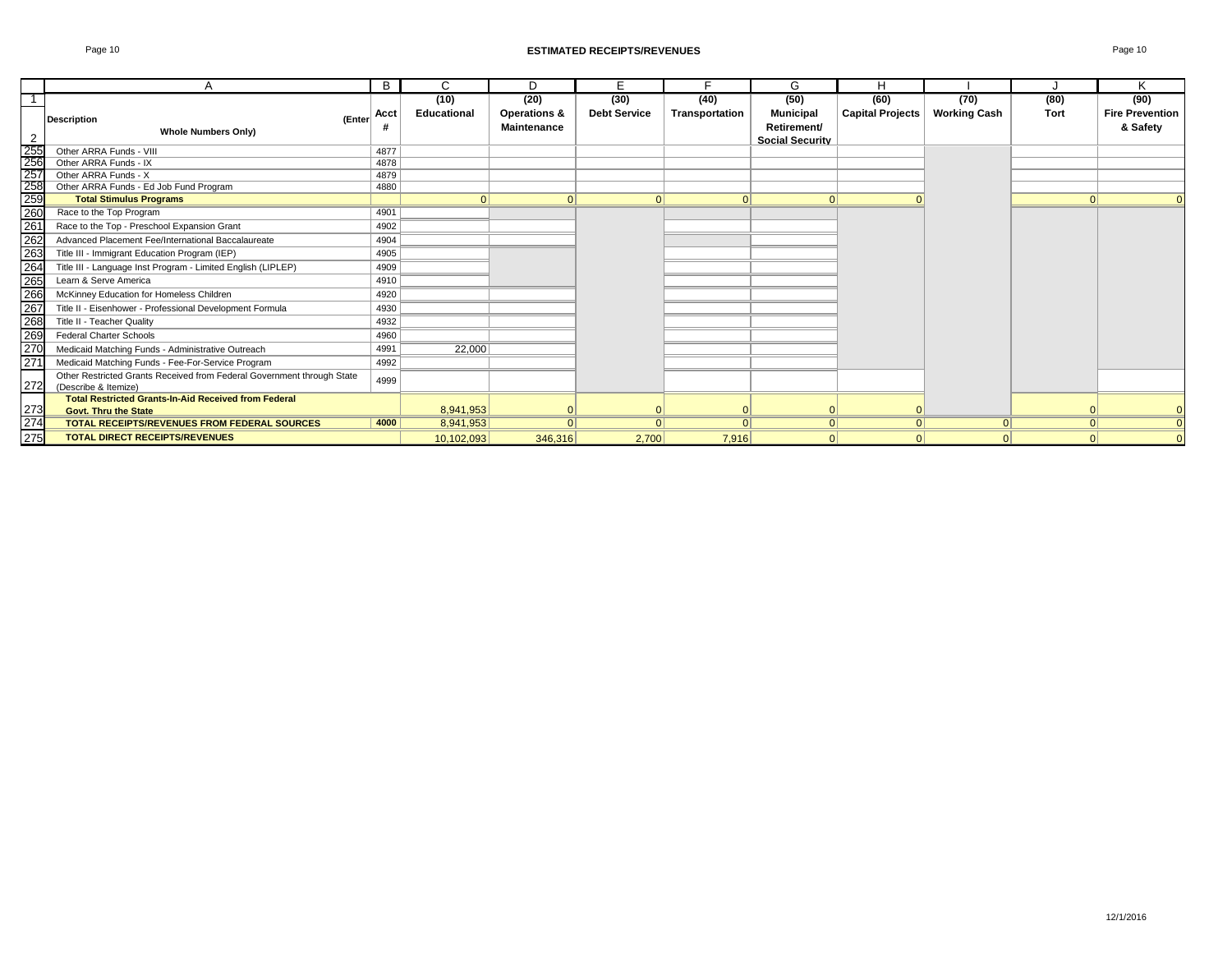## ESTIMATED RECEIPTS/REVENUES

| | A | B | C | D | E | F | G | H | I | J | K |
|---|---|---|---|---|---|---|---|---|---|---|---|
| 1 | | | (10) | (20) | (30) | (40) | (50) | (60) | (70) | (80) | (90) |
| 2 | Description (Enter Whole Numbers Only) | Acct # | Educational | Operations & Maintenance | Debt Service | Transportation | Municipal Retirement/ Social Security | Capital Projects | Working Cash | Tort | Fire Prevention & Safety |
| 255 | Other ARRA Funds - VIII | 4877 | | | | | | | | | |
| 256 | Other ARRA Funds - IX | 4878 | | | | | | | | | |
| 257 | Other ARRA Funds - X | 4879 | | | | | | | | | |
| 258 | Other ARRA Funds - Ed Job Fund Program | 4880 | | | | | | | | | |
| 259 | **Total Stimulus Programs** | | 0 | 0 | 0 | 0 | 0 | 0 | | 0 | 0 |
| 260 | Race to the Top Program | 4901 | | | | | | | | | |
| 261 | Race to the Top - Preschool Expansion Grant | 4902 | | | | | | | | | |
| 262 | Advanced Placement Fee/International Baccalaureate | 4904 | | | | | | | | | |
| 263 | Title III - Immigrant Education Program (IEP) | 4905 | | | | | | | | | |
| 264 | Title III - Language Inst Program - Limited English (LIPLEP) | 4909 | | | | | | | | | |
| 265 | Learn & Serve America | 4910 | | | | | | | | | |
| 266 | McKinney Education for Homeless Children | 4920 | | | | | | | | | |
| 267 | Title II - Eisenhower - Professional Development Formula | 4930 | | | | | | | | | |
| 268 | Title II - Teacher Quality | 4932 | | | | | | | | | |
| 269 | Federal Charter Schools | 4960 | | | | | | | | | |
| 270 | Medicaid Matching Funds - Administrative Outreach | 4991 | 22,000 | | | | | | | | |
| 271 | Medicaid Matching Funds - Fee-For-Service Program | 4992 | | | | | | | | | |
| 272 | Other Restricted Grants Received from Federal Government through State (Describe & Itemize) | 4999 | | | | | | | | | |
| 273 | **Total Restricted Grants-In-Aid Received from Federal Govt. Thru the State** | | 8,941,953 | 0 | 0 | 0 | 0 | 0 | | 0 | 0 |
| 274 | **TOTAL RECEIPTS/REVENUES FROM FEDERAL SOURCES** | **4000** | 8,941,953 | 0 | 0 | 0 | 0 | 0 | 0 | 0 | 0 |
| 275 | **TOTAL DIRECT RECEIPTS/REVENUES** | | 10,102,093 | 346,316 | 2,700 | 7,916 | 0 | 0 | 0 | 0 | 0 |

12/1/2016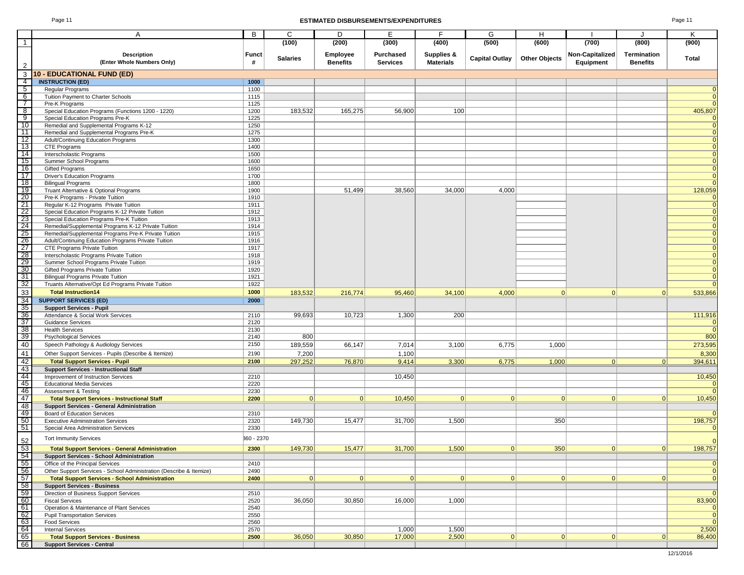## ESTIMATED DISBURSEMENTS/EXPENDITURES

| | A | B | C | D | E | F | G | H | I | J | K |
|---|---|---|---|---|---|---|---|---|---|---|---|
| 1 | | | (100) | (200) | (300) | (400) | (500) | (600) | (700) | (800) | (900) |
| 2 | **Description (Enter Whole Numbers Only)** | **Funct #** | **Salaries** | **Employee Benefits** | **Purchased Services** | **Supplies & Materials** | **Capital Outlay** | **Other Objects** | **Non-Capitalized Equipment** | **Termination Benefits** | **Total** |
| 3 | **10 - EDUCATIONAL FUND (ED)** | | | | | | | | | | |
| 4 | **INSTRUCTION (ED)** | **1000** | | | | | | | | | |
| 5 | Regular Programs | 1100 | | | | | | | | | 0 |
| 6 | Tuition Payment to Charter Schools | 1115 | | | | | | | | | 0 |
| 7 | Pre-K Programs | 1125 | | | | | | | | | 0 |
| 8 | Special Education Programs (Functions 1200 - 1220) | 1200 | 183,532 | 165,275 | 56,900 | 100 | | | | | 405,807 |
| 9 | Special Education Programs Pre-K | 1225 | | | | | | | | | 0 |
| 10 | Remedial and Supplemental Programs K-12 | 1250 | | | | | | | | | 0 |
| 11 | Remedial and Supplemental Programs Pre-K | 1275 | | | | | | | | | 0 |
| 12 | Adult/Continuing Education Programs | 1300 | | | | | | | | | 0 |
| 13 | CTE Programs | 1400 | | | | | | | | | 0 |
| 14 | Interscholastic Programs | 1500 | | | | | | | | | 0 |
| 15 | Summer School Programs | 1600 | | | | | | | | | 0 |
| 16 | Gifted Programs | 1650 | | | | | | | | | 0 |
| 17 | Driver's Education Programs | 1700 | | | | | | | | | 0 |
| 18 | Bilingual Programs | 1800 | | | | | | | | | 0 |
| 19 | Truant Alternative & Optional Programs | 1900 | | 51,499 | 38,560 | 34,000 | 4,000 | | | | 128,059 |
| 20 | Pre-K Programs - Private Tuition | 1910 | | | | | | | | | 0 |
| 21 | Regular K-12 Programs Private Tuition | 1911 | | | | | | | | | 0 |
| 22 | Special Education Programs K-12 Private Tuition | 1912 | | | | | | | | | 0 |
| 23 | Special Education Programs Pre-K Tuition | 1913 | | | | | | | | | 0 |
| 24 | Remedial/Supplemental Programs K-12 Private Tuition | 1914 | | | | | | | | | 0 |
| 25 | Remedial/Supplemental Programs Pre-K Private Tuition | 1915 | | | | | | | | | 0 |
| 26 | Adult/Continuing Education Programs Private Tuition | 1916 | | | | | | | | | 0 |
| 27 | CTE Programs Private Tuition | 1917 | | | | | | | | | 0 |
| 28 | Interscholastic Programs Private Tuition | 1918 | | | | | | | | | 0 |
| 29 | Summer School Programs Private Tuition | 1919 | | | | | | | | | 0 |
| 30 | Gifted Programs Private Tuition | 1920 | | | | | | | | | 0 |
| 31 | Bilingual Programs Private Tuition | 1921 | | | | | | | | | 0 |
| 32 | Truants Alternative/Opt Ed Programs Private Tuition | 1922 | | | | | | | | | 0 |
| 33 | **Total Instruction14** | **1000** | 183,532 | 216,774 | 95,460 | 34,100 | 4,000 | 0 | 0 | 0 | 533,866 |
| 34 | **SUPPORT SERVICES (ED)** | **2000** | | | | | | | | | |
| 35 | **Support Services - Pupil** | | | | | | | | | | |
| 36 | Attendance & Social Work Services | 2110 | 99,693 | 10,723 | 1,300 | 200 | | | | | 111,916 |
| 37 | Guidance Services | 2120 | | | | | | | | | 0 |
| 38 | Health Services | 2130 | | | | | | | | | 0 |
| 39 | Psychological Services | 2140 | 800 | | | | | | | | 800 |
| 40 | Speech Pathology & Audiology Services | 2150 | 189,559 | 66,147 | 7,014 | 3,100 | 6,775 | 1,000 | | | 273,595 |
| 41 | Other Support Services - Pupils (Describe & Itemize) | 2190 | 7,200 | | 1,100 | | | | | | 8,300 |
| 42 | **Total Support Services - Pupil** | **2100** | 297,252 | 76,870 | 9,414 | 3,300 | 6,775 | 1,000 | 0 | 0 | 394,611 |
| 43 | **Support Services - Instructional Staff** | | | | | | | | | | |
| 44 | Improvement of Instruction Services | 2210 | | | 10,450 | | | | | | 10,450 |
| 45 | Educational Media Services | 2220 | | | | | | | | | 0 |
| 46 | Assessment & Testing | 2230 | | | | | | | | | 0 |
| 47 | **Total Support Services - Instructional Staff** | **2200** | 0 | 0 | 10,450 | 0 | 0 | 0 | 0 | 0 | 10,450 |
| 48 | **Support Services - General Administration** | | | | | | | | | | |
| 49 | Board of Education Services | 2310 | | | | | | | | | 0 |
| 50 | Executive Administration Services | 2320 | 149,730 | 15,477 | 31,700 | 1,500 | | 350 | | | 198,757 |
| 51 | Special Area Administration Services | 2330 | | | | | | | | | 0 |
| 52 | Tort Immunity Services | 360 - 2370 | | | | | | | | | 0 |
| 53 | **Total Support Services - General Administration** | **2300** | 149,730 | 15,477 | 31,700 | 1,500 | 0 | 350 | 0 | 0 | 198,757 |
| 54 | **Support Services - School Administration** | | | | | | | | | | |
| 55 | Office of the Principal Services | 2410 | | | | | | | | | 0 |
| 56 | Other Support Services - School Administration (Describe & Itemize) | 2490 | | | | | | | | | 0 |
| 57 | **Total Support Services - School Administration** | **2400** | 0 | 0 | 0 | 0 | 0 | 0 | 0 | 0 | 0 |
| 58 | **Support Services - Business** | | | | | | | | | | |
| 59 | Direction of Business Support Services | 2510 | | | | | | | | | 0 |
| 60 | Fiscal Services | 2520 | 36,050 | 30,850 | 16,000 | 1,000 | | | | | 83,900 |
| 61 | Operation & Maintenance of Plant Services | 2540 | | | | | | | | | 0 |
| 62 | Pupil Transportation Services | 2550 | | | | | | | | | 0 |
| 63 | Food Services | 2560 | | | | | | | | | 0 |
| 64 | Internal Services | 2570 | | | 1,000 | 1,500 | | | | | 2,500 |
| 65 | **Total Support Services - Business** | **2500** | 36,050 | 30,850 | 17,000 | 2,500 | 0 | 0 | 0 | 0 | 86,400 |
| 66 | **Support Services - Central** | | | | | | | | | | |

12/1/2016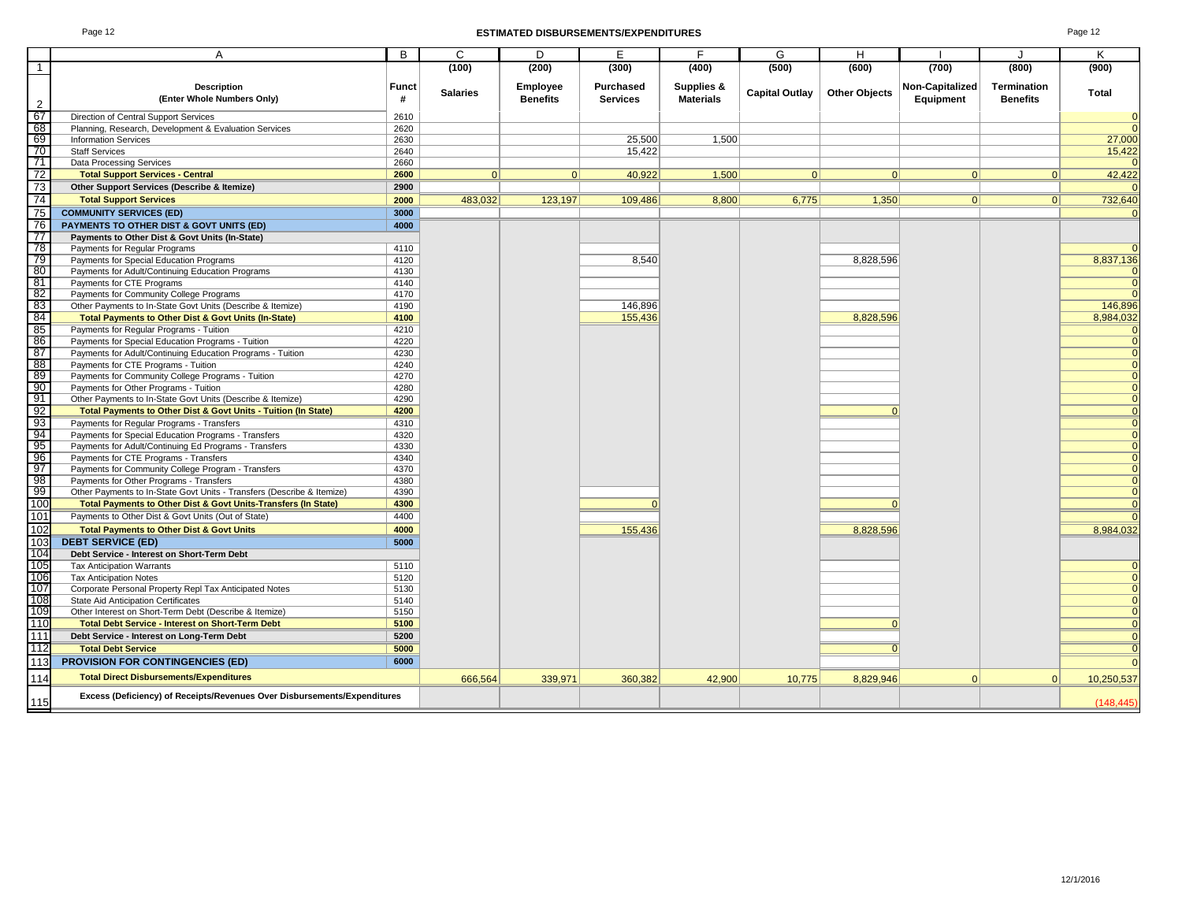# ESTIMATED DISBURSEMENTS/EXPENDITURES

| | A | B | C | D | E | F | G | H | I | J | K |
|---|---|---|---|---|---|---|---|---|---|---|---|
| 1 | | | (100) | (200) | (300) | (400) | (500) | (600) | (700) | (800) | (900) |
| 2 | **Description (Enter Whole Numbers Only)** | **Funct #** | **Salaries** | **Employee Benefits** | **Purchased Services** | **Supplies & Materials** | **Capital Outlay** | **Other Objects** | **Non-Capitalized Equipment** | **Termination Benefits** | **Total** |
| 67 | Direction of Central Support Services | 2610 | | | | | | | | | 0 |
| 68 | Planning, Research, Development & Evaluation Services | 2620 | | | | | | | | | 0 |
| 69 | Information Services | 2630 | | | 25,500 | 1,500 | | | | | 27,000 |
| 70 | Staff Services | 2640 | | | 15,422 | | | | | | 15,422 |
| 71 | Data Processing Services | 2660 | | | | | | | | | 0 |
| 72 | **Total Support Services - Central** | **2600** | 0 | 0 | 40,922 | 1,500 | 0 | 0 | 0 | 0 | 42,422 |
| 73 | **Other Support Services (Describe & Itemize)** | **2900** | | | | | | | | | 0 |
| 74 | **Total Support Services** | **2000** | 483,032 | 123,197 | 109,486 | 8,800 | 6,775 | 1,350 | 0 | 0 | 732,640 |
| 75 | **COMMUNITY SERVICES (ED)** | **3000** | | | | | | | | | 0 |
| 76 | **PAYMENTS TO OTHER DIST & GOVT UNITS (ED)** | **4000** | | | | | | | | | |
| 77 | **Payments to Other Dist & Govt Units (In-State)** | | | | | | | | | | |
| 78 | Payments for Regular Programs | 4110 | | | | | | | | | 0 |
| 79 | Payments for Special Education Programs | 4120 | | | 8,540 | | | 8,828,596 | | | 8,837,136 |
| 80 | Payments for Adult/Continuing Education Programs | 4130 | | | | | | | | | 0 |
| 81 | Payments for CTE Programs | 4140 | | | | | | | | | 0 |
| 82 | Payments for Community College Programs | 4170 | | | | | | | | | 0 |
| 83 | Other Payments to In-State Govt Units (Describe & Itemize) | 4190 | | | 146,896 | | | | | | 146,896 |
| 84 | **Total Payments to Other Dist & Govt Units (In-State)** | **4100** | | | 155,436 | | | 8,828,596 | | | 8,984,032 |
| 85 | Payments for Regular Programs - Tuition | 4210 | | | | | | | | | 0 |
| 86 | Payments for Special Education Programs - Tuition | 4220 | | | | | | | | | 0 |
| 87 | Payments for Adult/Continuing Education Programs - Tuition | 4230 | | | | | | | | | 0 |
| 88 | Payments for CTE Programs - Tuition | 4240 | | | | | | | | | 0 |
| 89 | Payments for Community College Programs - Tuition | 4270 | | | | | | | | | 0 |
| 90 | Payments for Other Programs - Tuition | 4280 | | | | | | | | | 0 |
| 91 | Other Payments to In-State Govt Units (Describe & Itemize) | 4290 | | | | | | | | | 0 |
| 92 | **Total Payments to Other Dist & Govt Units - Tuition (In State)** | **4200** | | | | | | 0 | | | 0 |
| 93 | Payments for Regular Programs - Transfers | 4310 | | | | | | | | | 0 |
| 94 | Payments for Special Education Programs - Transfers | 4320 | | | | | | | | | 0 |
| 95 | Payments for Adult/Continuing Ed Programs - Transfers | 4330 | | | | | | | | | 0 |
| 96 | Payments for CTE Programs - Transfers | 4340 | | | | | | | | | 0 |
| 97 | Payments for Community College Program - Transfers | 4370 | | | | | | | | | 0 |
| 98 | Payments for Other Programs - Transfers | 4380 | | | | | | | | | 0 |
| 99 | Other Payments to In-State Govt Units - Transfers (Describe & Itemize) | 4390 | | | | | | | | | 0 |
| 100 | **Total Payments to Other Dist & Govt Units-Transfers (In State)** | **4300** | | | 0 | | | 0 | | | 0 |
| 101 | Payments to Other Dist & Govt Units (Out of State) | 4400 | | | | | | | | | 0 |
| 102 | **Total Payments to Other Dist & Govt Units** | **4000** | | | 155,436 | | | 8,828,596 | | | 8,984,032 |
| 103 | **DEBT SERVICE (ED)** | **5000** | | | | | | | | | |
| 104 | **Debt Service - Interest on Short-Term Debt** | | | | | | | | | | |
| 105 | Tax Anticipation Warrants | 5110 | | | | | | | | | 0 |
| 106 | Tax Anticipation Notes | 5120 | | | | | | | | | 0 |
| 107 | Corporate Personal Property Repl Tax Anticipated Notes | 5130 | | | | | | | | | 0 |
| 108 | State Aid Anticipation Certificates | 5140 | | | | | | | | | 0 |
| 109 | Other Interest on Short-Term Debt (Describe & Itemize) | 5150 | | | | | | | | | 0 |
| 110 | **Total Debt Service - Interest on Short-Term Debt** | **5100** | | | | | | 0 | | | 0 |
| 111 | **Debt Service - Interest on Long-Term Debt** | **5200** | | | | | | | | | 0 |
| 112 | **Total Debt Service** | **5000** | | | | | | 0 | | | 0 |
| 113 | **PROVISION FOR CONTINGENCIES (ED)** | **6000** | | | | | | | | | 0 |
| 114 | **Total Direct Disbursements/Expenditures** | | 666,564 | 339,971 | 360,382 | 42,900 | 10,775 | 8,829,946 | 0 | 0 | 10,250,537 |
| 115 | **Excess (Deficiency) of Receipts/Revenues Over Disbursements/Expenditures** | | | | | | | | | | (148,445) |

12/1/2016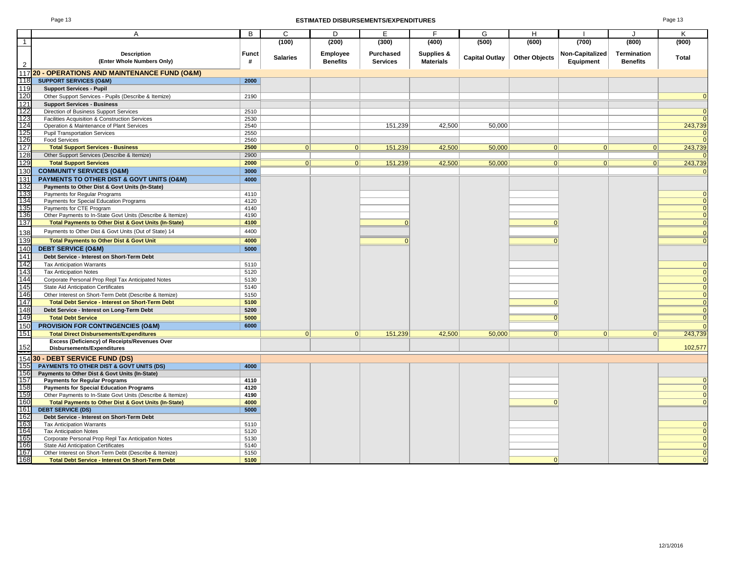# ESTIMATED DISBURSEMENTS/EXPENDITURES

| | A | B | C | D | E | F | G | H | I | J | K |
|---|---|---|---|---|---|---|---|---|---|---|---|
| 1 | | | (100) | (200) | (300) | (400) | (500) | (600) | (700) | (800) | (900) |
| 2 | **Description (Enter Whole Numbers Only)** | **Funct #** | **Salaries** | **Employee Benefits** | **Purchased Services** | **Supplies & Materials** | **Capital Outlay** | **Other Objects** | **Non-Capitalized Equipment** | **Termination Benefits** | **Total** |
| 117 | **20 - OPERATIONS AND MAINTENANCE FUND (O&M)** | | | | | | | | | | |
| 118 | **SUPPORT SERVICES (O&M)** | **2000** | | | | | | | | | |
| 119 | **Support Services - Pupil** | | | | | | | | | | |
| 120 | Other Support Services - Pupils (Describe & Itemize) | 2190 | | | | | | | | | 0 |
| 121 | **Support Services - Business** | | | | | | | | | | |
| 122 | Direction of Business Support Services | 2510 | | | | | | | | | 0 |
| 123 | Facilities Acquisition & Construction Services | 2530 | | | | | | | | | 0 |
| 124 | Operation & Maintenance of Plant Services | 2540 | | | 151,239 | 42,500 | 50,000 | | | | 243,739 |
| 125 | Pupil Transportation Services | 2550 | | | | | | | | | 0 |
| 126 | Food Services | 2560 | | | | | | | | | 0 |
| 127 | **Total Support Services - Business** | **2500** | 0 | 0 | 151,239 | 42,500 | 50,000 | 0 | 0 | 0 | 243,739 |
| 128 | Other Support Services (Describe & Itemize) | 2900 | | | | | | | | | 0 |
| 129 | **Total Support Services** | **2000** | 0 | 0 | 151,239 | 42,500 | 50,000 | 0 | 0 | 0 | 243,739 |
| 130 | **COMMUNITY SERVICES (O&M)** | **3000** | | | | | | | | | 0 |
| 131 | **PAYMENTS TO OTHER DIST & GOVT UNITS (O&M)** | **4000** | | | | | | | | | |
| 132 | **Payments to Other Dist & Govt Units (In-State)** | | | | | | | | | | |
| 133 | Payments for Regular Programs | 4110 | | | | | | | | | 0 |
| 134 | Payments for Special Education Programs | 4120 | | | | | | | | | 0 |
| 135 | Payments for CTE Program | 4140 | | | | | | | | | 0 |
| 136 | Other Payments to In-State Govt Units (Describe & Itemize) | 4190 | | | | | | | | | 0 |
| 137 | **Total Payments to Other Dist & Govt Units (In-State)** | **4100** | | | 0 | | | 0 | | | 0 |
| 138 | Payments to Other Dist & Govt Units (Out of State) 14 | 4400 | | | | | | | | | 0 |
| 139 | **Total Payments to Other Dist & Govt Unit** | **4000** | | | 0 | | | 0 | | | 0 |
| 140 | **DEBT SERVICE (O&M)** | **5000** | | | | | | | | | |
| 141 | **Debt Service - Interest on Short-Term Debt** | | | | | | | | | | |
| 142 | Tax Anticipation Warrants | 5110 | | | | | | | | | 0 |
| 143 | Tax Anticipation Notes | 5120 | | | | | | | | | 0 |
| 144 | Corporate Personal Prop Repl Tax Anticipated Notes | 5130 | | | | | | | | | 0 |
| 145 | State Aid Anticipation Certificates | 5140 | | | | | | | | | 0 |
| 146 | Other Interest on Short-Term Debt (Describe & Itemize) | 5150 | | | | | | | | | 0 |
| 147 | **Total Debt Service - Interest on Short-Term Debt** | **5100** | | | | | | 0 | | | 0 |
| 148 | **Debt Service - Interest on Long-Term Debt** | **5200** | | | | | | | | | 0 |
| 149 | **Total Debt Service** | **5000** | | | | | | 0 | | | 0 |
| 150 | **PROVISION FOR CONTINGENCIES (O&M)** | **6000** | | | | | | | | | 0 |
| 151 | **Total Direct Disbursements/Expenditures** | | 0 | 0 | 151,239 | 42,500 | 50,000 | 0 | 0 | 0 | 243,739 |
| 152 | **Excess (Deficiency) of Receipts/Revenues Over Disbursements/Expenditures** | | | | | | | | | | 102,577 |
| 154 | **30 - DEBT SERVICE FUND (DS)** | | | | | | | | | | |
| 155 | **PAYMENTS TO OTHER DIST & GOVT UNITS (DS)** | **4000** | | | | | | | | | |
| 156 | **Payments to Other Dist & Govt Units (In-State)** | | | | | | | | | | |
| 157 | **Payments for Regular Programs** | **4110** | | | | | | | | | 0 |
| 158 | **Payments for Special Education Programs** | **4120** | | | | | | | | | 0 |
| 159 | Other Payments to In-State Govt Units (Describe & Itemize) | 4190 | | | | | | | | | 0 |
| 160 | **Total Payments to Other Dist & Govt Units (In-State)** | **4000** | | | | | | 0 | | | 0 |
| 161 | **DEBT SERVICE (DS)** | **5000** | | | | | | | | | |
| 162 | **Debt Service - Interest on Short-Term Debt** | | | | | | | | | | |
| 163 | Tax Anticipation Warrants | 5110 | | | | | | | | | 0 |
| 164 | Tax Anticipation Notes | 5120 | | | | | | | | | 0 |
| 165 | Corporate Personal Prop Repl Tax Anticipation Notes | 5130 | | | | | | | | | 0 |
| 166 | State Aid Anticipation Certificates | 5140 | | | | | | | | | 0 |
| 167 | Other Interest on Short-Term Debt (Describe & Itemize) | 5150 | | | | | | | | | 0 |
| 168 | **Total Debt Service - Interest On Short-Term Debt** | **5100** | | | | | | 0 | | | 0 |

12/1/2016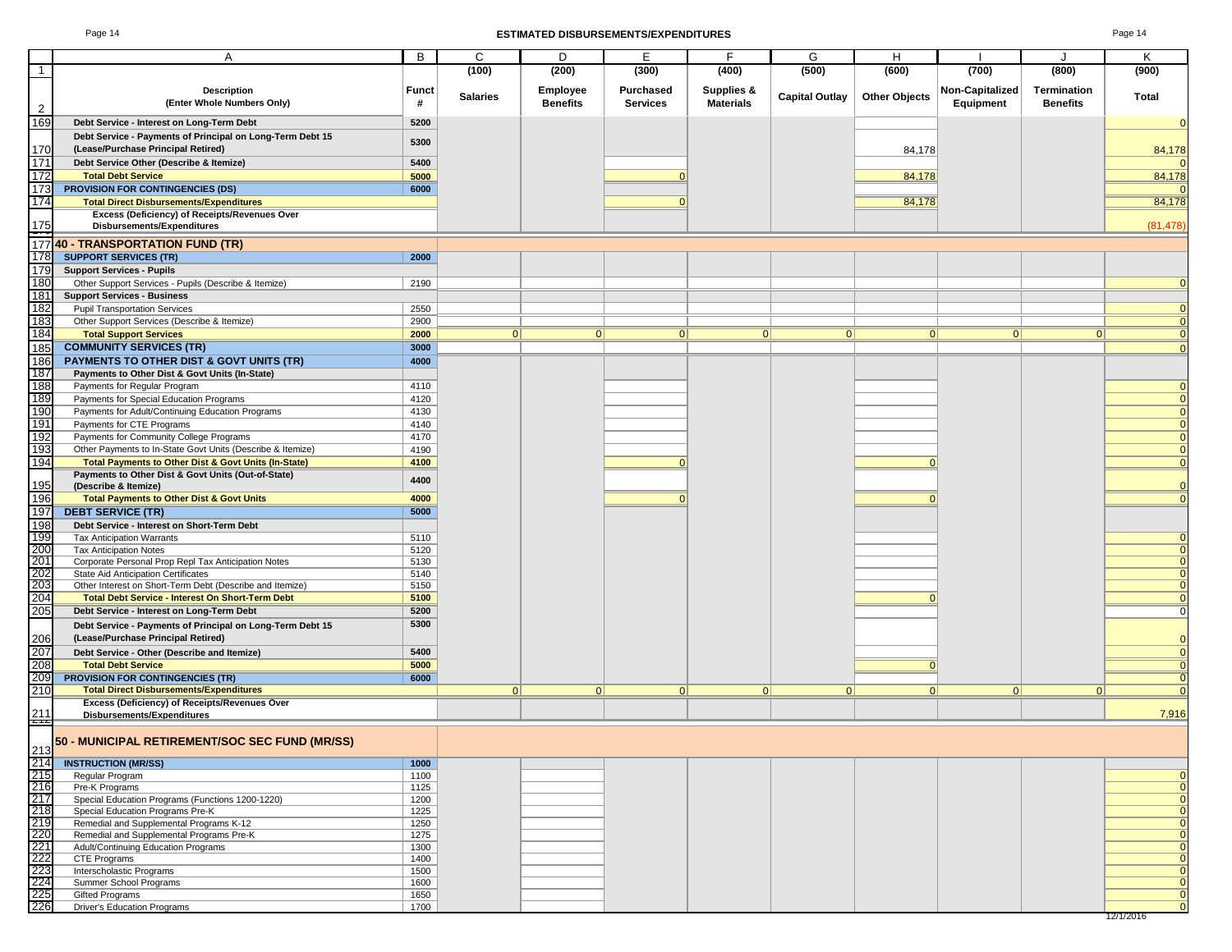## ESTIMATED DISBURSEMENTS/EXPENDITURES

| | A | B | C | D | E | F | G | H | I | J | K |
|---|---|---|---|---|---|---|---|---|---|---|---|
| 1 | | | (100) | (200) | (300) | (400) | (500) | (600) | (700) | (800) | (900) |
| 2 | **Description (Enter Whole Numbers Only)** | **Funct #** | **Salaries** | **Employee Benefits** | **Purchased Services** | **Supplies & Materials** | **Capital Outlay** | **Other Objects** | **Non-Capitalized Equipment** | **Termination Benefits** | **Total** |
| 169 | **Debt Service - Interest on Long-Term Debt** | **5200** | | | | | | | | | 0 |
| 170 | **Debt Service - Payments of Principal on Long-Term Debt 15 (Lease/Purchase Principal Retired)** | **5300** | | | | | | 84,178 | | | 84,178 |
| 171 | **Debt Service Other (Describe & Itemize)** | **5400** | | | | | | | | | 0 |
| 172 | **Total Debt Service** | **5000** | | | 0 | | | 84,178 | | | 84,178 |
| 173 | **PROVISION FOR CONTINGENCIES (DS)** | **6000** | | | | | | | | | 0 |
| 174 | **Total Direct Disbursements/Expenditures** | | | | 0 | | | 84,178 | | | 84,178 |
| 175 | **Excess (Deficiency) of Receipts/Revenues Over Disbursements/Expenditures** | | | | | | | | | | (81,478) |
| 177 | **40 - TRANSPORTATION FUND (TR)** | | | | | | | | | | |
| 178 | **SUPPORT SERVICES (TR)** | **2000** | | | | | | | | | |
| 179 | **Support Services - Pupils** | | | | | | | | | | |
| 180 | Other Support Services - Pupils (Describe & Itemize) | 2190 | | | | | | | | | 0 |
| 181 | **Support Services - Business** | | | | | | | | | | |
| 182 | Pupil Transportation Services | 2550 | | | | | | | | | 0 |
| 183 | Other Support Services (Describe & Itemize) | 2900 | | | | | | | | | 0 |
| 184 | **Total Support Services** | **2000** | 0 | 0 | 0 | 0 | 0 | 0 | 0 | 0 | 0 |
| 185 | **COMMUNITY SERVICES (TR)** | **3000** | | | | | | | | | 0 |
| 186 | **PAYMENTS TO OTHER DIST & GOVT UNITS (TR)** | **4000** | | | | | | | | | |
| 187 | **Payments to Other Dist & Govt Units (In-State)** | | | | | | | | | | |
| 188 | Payments for Regular Program | 4110 | | | | | | | | | 0 |
| 189 | Payments for Special Education Programs | 4120 | | | | | | | | | 0 |
| 190 | Payments for Adult/Continuing Education Programs | 4130 | | | | | | | | | 0 |
| 191 | Payments for CTE Programs | 4140 | | | | | | | | | 0 |
| 192 | Payments for Community College Programs | 4170 | | | | | | | | | 0 |
| 193 | Other Payments to In-State Govt Units (Describe & Itemize) | 4190 | | | | | | | | | 0 |
| 194 | **Total Payments to Other Dist & Govt Units (In-State)** | **4100** | | | 0 | | | 0 | | | 0 |
| 195 | **Payments to Other Dist & Govt Units (Out-of-State) (Describe & Itemize)** | **4400** | | | | | | | | | 0 |
| 196 | **Total Payments to Other Dist & Govt Units** | **4000** | | | 0 | | | 0 | | | 0 |
| 197 | **DEBT SERVICE (TR)** | **5000** | | | | | | | | | |
| 198 | **Debt Service - Interest on Short-Term Debt** | | | | | | | | | | |
| 199 | Tax Anticipation Warrants | 5110 | | | | | | | | | 0 |
| 200 | Tax Anticipation Notes | 5120 | | | | | | | | | 0 |
| 201 | Corporate Personal Prop Repl Tax Anticipation Notes | 5130 | | | | | | | | | 0 |
| 202 | State Aid Anticipation Certificates | 5140 | | | | | | | | | 0 |
| 203 | Other Interest on Short-Term Debt (Describe and Itemize) | 5150 | | | | | | | | | 0 |
| 204 | **Total Debt Service - Interest On Short-Term Debt** | **5100** | | | | | | 0 | | | 0 |
| 205 | **Debt Service - Interest on Long-Term Debt** | **5200** | | | | | | | | | 0 |
| 206 | **Debt Service - Payments of Principal on Long-Term Debt 15 (Lease/Purchase Principal Retired)** | **5300** | | | | | | | | | 0 |
| 207 | **Debt Service - Other (Describe and Itemize)** | **5400** | | | | | | | | | 0 |
| 208 | **Total Debt Service** | **5000** | | | | | | 0 | | | 0 |
| 209 | **PROVISION FOR CONTINGENCIES (TR)** | **6000** | | | | | | | | | 0 |
| 210 | **Total Direct Disbursements/Expenditures** | | 0 | 0 | 0 | 0 | 0 | 0 | 0 | 0 | 0 |
| 211 | **Excess (Deficiency) of Receipts/Revenues Over Disbursements/Expenditures** | | | | | | | | | | 7,916 |
| 213 | **50 - MUNICIPAL RETIREMENT/SOC SEC FUND (MR/SS)** | | | | | | | | | | |
| 214 | **INSTRUCTION (MR/SS)** | **1000** | | | | | | | | | |
| 215 | Regular Program | 1100 | | | | | | | | | 0 |
| 216 | Pre-K Programs | 1125 | | | | | | | | | 0 |
| 217 | Special Education Programs (Functions 1200-1220) | 1200 | | | | | | | | | 0 |
| 218 | Special Education Programs Pre-K | 1225 | | | | | | | | | 0 |
| 219 | Remedial and Supplemental Programs K-12 | 1250 | | | | | | | | | 0 |
| 220 | Remedial and Supplemental Programs Pre-K | 1275 | | | | | | | | | 0 |
| 221 | Adult/Continuing Education Programs | 1300 | | | | | | | | | 0 |
| 222 | CTE Programs | 1400 | | | | | | | | | 0 |
| 223 | Interscholastic Programs | 1500 | | | | | | | | | 0 |
| 224 | Summer School Programs | 1600 | | | | | | | | | 0 |
| 225 | Gifted Programs | 1650 | | | | | | | | | 0 |
| 226 | Driver's Education Programs | 1700 | | | | | | | | | 0 |

12/1/2016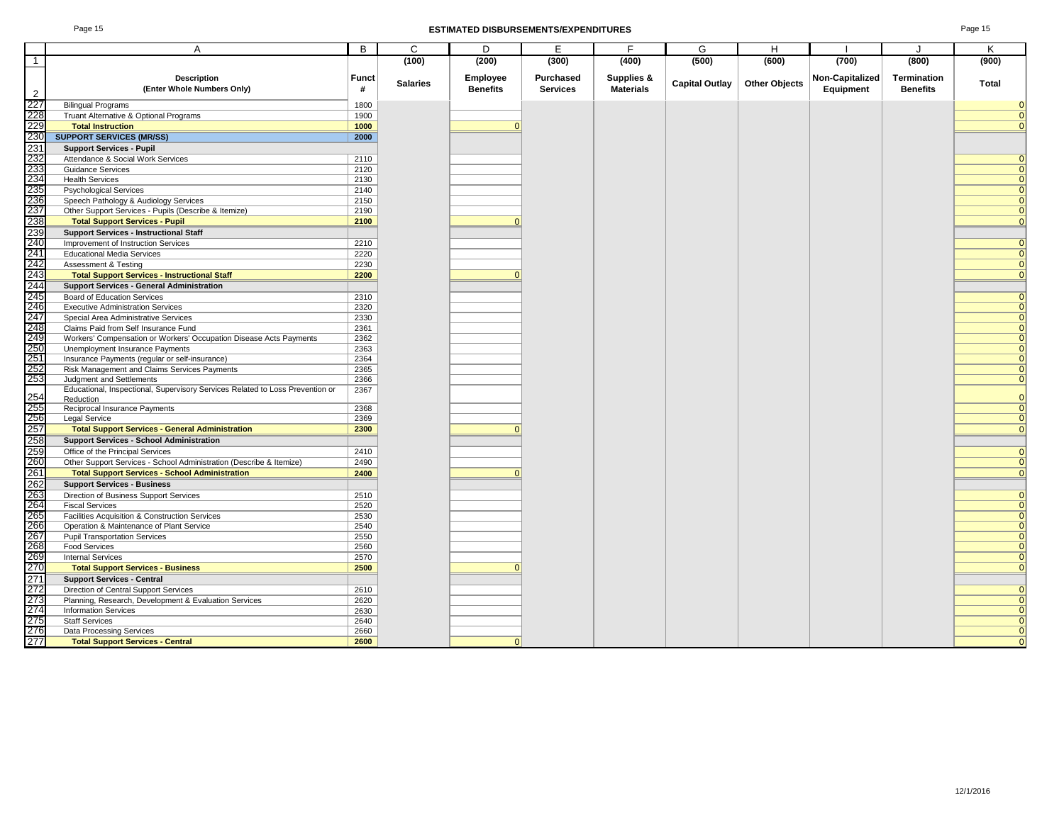## ESTIMATED DISBURSEMENTS/EXPENDITURES

| | A | B | C | D | E | F | G | H | I | J | K |
|---|---|---|---|---|---|---|---|---|---|---|---|
| 1 | | | (100) | (200) | (300) | (400) | (500) | (600) | (700) | (800) | (900) |
| 2 | **Description (Enter Whole Numbers Only)** | **Funct #** | **Salaries** | **Employee Benefits** | **Purchased Services** | **Supplies & Materials** | **Capital Outlay** | **Other Objects** | **Non-Capitalized Equipment** | **Termination Benefits** | **Total** |
| 227 | Bilingual Programs | 1800 | | | | | | | | | 0 |
| 228 | Truant Alternative & Optional Programs | 1900 | | | | | | | | | 0 |
| 229 | **Total Instruction** | **1000** | | 0 | | | | | | | 0 |
| 230 | **SUPPORT SERVICES (MR/SS)** | **2000** | | | | | | | | | |
| 231 | **Support Services - Pupil** | | | | | | | | | | |
| 232 | Attendance & Social Work Services | 2110 | | | | | | | | | 0 |
| 233 | Guidance Services | 2120 | | | | | | | | | 0 |
| 234 | Health Services | 2130 | | | | | | | | | 0 |
| 235 | Psychological Services | 2140 | | | | | | | | | 0 |
| 236 | Speech Pathology & Audiology Services | 2150 | | | | | | | | | 0 |
| 237 | Other Support Services - Pupils (Describe & Itemize) | 2190 | | | | | | | | | 0 |
| 238 | **Total Support Services - Pupil** | **2100** | | 0 | | | | | | | 0 |
| 239 | **Support Services - Instructional Staff** | | | | | | | | | | |
| 240 | Improvement of Instruction Services | 2210 | | | | | | | | | 0 |
| 241 | Educational Media Services | 2220 | | | | | | | | | 0 |
| 242 | Assessment & Testing | 2230 | | | | | | | | | 0 |
| 243 | **Total Support Services - Instructional Staff** | **2200** | | 0 | | | | | | | 0 |
| 244 | **Support Services - General Administration** | | | | | | | | | | |
| 245 | Board of Education Services | 2310 | | | | | | | | | 0 |
| 246 | Executive Administration Services | 2320 | | | | | | | | | 0 |
| 247 | Special Area Administrative Services | 2330 | | | | | | | | | 0 |
| 248 | Claims Paid from Self Insurance Fund | 2361 | | | | | | | | | 0 |
| 249 | Workers' Compensation or Workers' Occupation Disease Acts Payments | 2362 | | | | | | | | | 0 |
| 250 | Unemployment Insurance Payments | 2363 | | | | | | | | | 0 |
| 251 | Insurance Payments (regular or self-insurance) | 2364 | | | | | | | | | 0 |
| 252 | Risk Management and Claims Services Payments | 2365 | | | | | | | | | 0 |
| 253 | Judgment and Settlements | 2366 | | | | | | | | | 0 |
| 254 | Educational, Inspectional, Supervisory Services Related to Loss Prevention or Reduction | 2367 | | | | | | | | | 0 |
| 255 | Reciprocal Insurance Payments | 2368 | | | | | | | | | 0 |
| 256 | Legal Service | 2369 | | | | | | | | | 0 |
| 257 | **Total Support Services - General Administration** | **2300** | | 0 | | | | | | | 0 |
| 258 | **Support Services - School Administration** | | | | | | | | | | |
| 259 | Office of the Principal Services | 2410 | | | | | | | | | 0 |
| 260 | Other Support Services - School Administration (Describe & Itemize) | 2490 | | | | | | | | | 0 |
| 261 | **Total Support Services - School Administration** | **2400** | | 0 | | | | | | | 0 |
| 262 | **Support Services - Business** | | | | | | | | | | |
| 263 | Direction of Business Support Services | 2510 | | | | | | | | | 0 |
| 264 | Fiscal Services | 2520 | | | | | | | | | 0 |
| 265 | Facilities Acquisition & Construction Services | 2530 | | | | | | | | | 0 |
| 266 | Operation & Maintenance of Plant Service | 2540 | | | | | | | | | 0 |
| 267 | Pupil Transportation Services | 2550 | | | | | | | | | 0 |
| 268 | Food Services | 2560 | | | | | | | | | 0 |
| 269 | Internal Services | 2570 | | | | | | | | | 0 |
| 270 | **Total Support Services - Business** | **2500** | | 0 | | | | | | | 0 |
| 271 | **Support Services - Central** | | | | | | | | | | |
| 272 | Direction of Central Support Services | 2610 | | | | | | | | | 0 |
| 273 | Planning, Research, Development & Evaluation Services | 2620 | | | | | | | | | 0 |
| 274 | Information Services | 2630 | | | | | | | | | 0 |
| 275 | Staff Services | 2640 | | | | | | | | | 0 |
| 276 | Data Processing Services | 2660 | | | | | | | | | 0 |
| 277 | **Total Support Services - Central** | **2600** | | 0 | | | | | | | 0 |

12/1/2016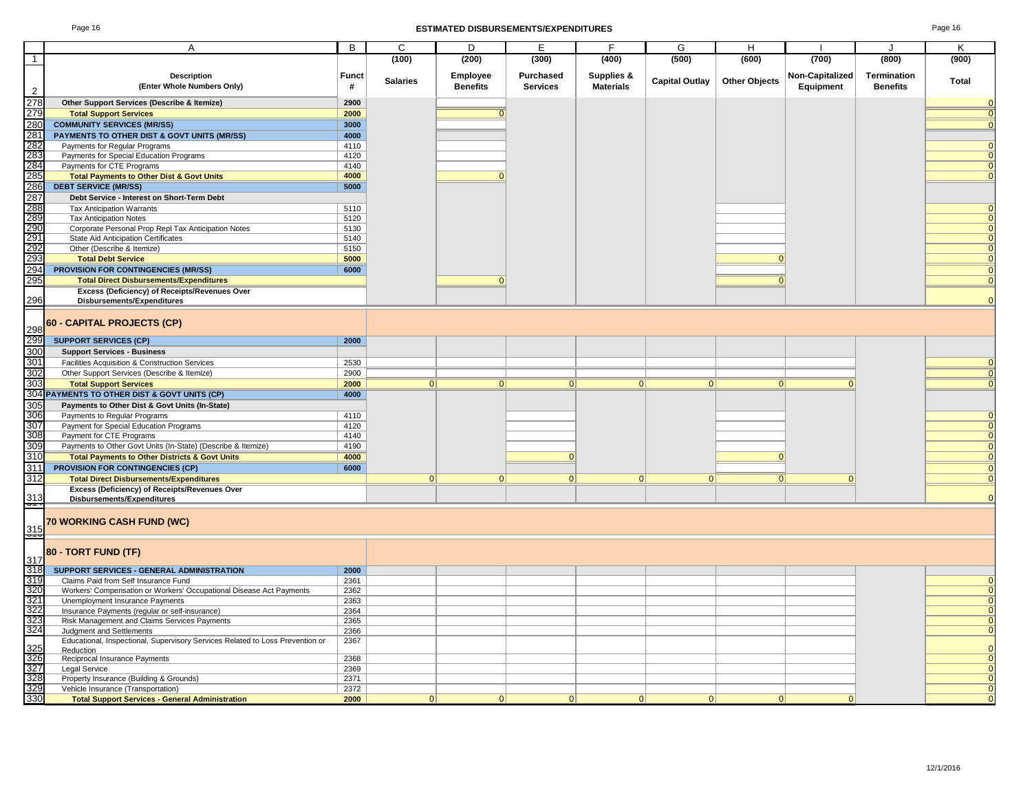## ESTIMATED DISBURSEMENTS/EXPENDITURES

| | A | B | C | D | E | F | G | H | I | J | K |
|---|---|---|---|---|---|---|---|---|---|---|---|
| 1 | | | (100) | (200) | (300) | (400) | (500) | (600) | (700) | (800) | (900) |
| 2 | **Description (Enter Whole Numbers Only)** | **Funct #** | **Salaries** | **Employee Benefits** | **Purchased Services** | **Supplies & Materials** | **Capital Outlay** | **Other Objects** | **Non-Capitalized Equipment** | **Termination Benefits** | **Total** |
| 278 | **Other Support Services (Describe & Itemize)** | **2900** | | | | | | | | | 0 |
| 279 | **Total Support Services** | **2000** | | 0 | | | | | | | 0 |
| 280 | **COMMUNITY SERVICES (MR/SS)** | **3000** | | | | | | | | | 0 |
| 281 | **PAYMENTS TO OTHER DIST & GOVT UNITS (MR/SS)** | **4000** | | | | | | | | | |
| 282 | Payments for Regular Programs | 4110 | | | | | | | | | 0 |
| 283 | Payments for Special Education Programs | 4120 | | | | | | | | | 0 |
| 284 | Payments for CTE Programs | 4140 | | | | | | | | | 0 |
| 285 | **Total Payments to Other Dist & Govt Units** | **4000** | | 0 | | | | | | | 0 |
| 286 | **DEBT SERVICE (MR/SS)** | **5000** | | | | | | | | | |
| 287 | **Debt Service - Interest on Short-Term Debt** | | | | | | | | | | |
| 288 | Tax Anticipation Warrants | 5110 | | | | | | | | | 0 |
| 289 | Tax Anticipation Notes | 5120 | | | | | | | | | 0 |
| 290 | Corporate Personal Prop Repl Tax Anticipation Notes | 5130 | | | | | | | | | 0 |
| 291 | State Aid Anticipation Certificates | 5140 | | | | | | | | | 0 |
| 292 | Other (Describe & Itemize) | 5150 | | | | | | | | | 0 |
| 293 | **Total Debt Service** | **5000** | | | | | | 0 | | | 0 |
| 294 | **PROVISION FOR CONTINGENCIES (MR/SS)** | **6000** | | | | | | | | | 0 |
| 295 | **Total Direct Disbursements/Expenditures** | | | 0 | | | | 0 | | | 0 |
| 296 | **Excess (Deficiency) of Receipts/Revenues Over Disbursements/Expenditures** | | | | | | | | | | 0 |
| 298 | **60 - CAPITAL PROJECTS (CP)** | | | | | | | | | | |
| 299 | **SUPPORT SERVICES (CP)** | **2000** | | | | | | | | | |
| 300 | **Support Services - Business** | | | | | | | | | | |
| 301 | Facilities Acquisition & Construction Services | 2530 | | | | | | | | | 0 |
| 302 | Other Support Services (Describe & Itemize) | 2900 | | | | | | | | | 0 |
| 303 | **Total Support Services** | **2000** | 0 | 0 | 0 | 0 | 0 | 0 | 0 | | 0 |
| 304 | **PAYMENTS TO OTHER DIST & GOVT UNITS (CP)** | **4000** | | | | | | | | | |
| 305 | **Payments to Other Dist & Govt Units (In-State)** | | | | | | | | | | |
| 306 | Payments to Regular Programs | 4110 | | | | | | | | | 0 |
| 307 | Payment for Special Education Programs | 4120 | | | | | | | | | 0 |
| 308 | Payment for CTE Programs | 4140 | | | | | | | | | 0 |
| 309 | Payments to Other Govt Units (In-State) (Describe & Itemize) | 4190 | | | | | | | | | 0 |
| 310 | **Total Payments to Other Districts & Govt Units** | **4000** | | | 0 | | | 0 | | | 0 |
| 311 | **PROVISION FOR CONTINGENCIES (CP)** | **6000** | | | | | | | | | 0 |
| 312 | **Total Direct Disbursements/Expenditures** | | 0 | 0 | 0 | 0 | 0 | 0 | 0 | | 0 |
| 313 | **Excess (Deficiency) of Receipts/Revenues Over Disbursements/Expenditures** | | | | | | | | | | 0 |
| 315 | **70 WORKING CASH FUND (WC)** | | | | | | | | | | |
| 317 | **80 - TORT FUND (TF)** | | | | | | | | | | |
| 318 | **SUPPORT SERVICES - GENERAL ADMINISTRATION** | **2000** | | | | | | | | | |
| 319 | Claims Paid from Self Insurance Fund | 2361 | | | | | | | | | 0 |
| 320 | Workers' Compensation or Workers' Occupational Disease Act Payments | 2362 | | | | | | | | | 0 |
| 321 | Unemployment Insurance Payments | 2363 | | | | | | | | | 0 |
| 322 | Insurance Payments (regular or self-insurance) | 2364 | | | | | | | | | 0 |
| 323 | Risk Management and Claims Services Payments | 2365 | | | | | | | | | 0 |
| 324 | Judgment and Settlements | 2366 | | | | | | | | | 0 |
| 325 | Educational, Inspectional, Supervisory Services Related to Loss Prevention or Reduction | 2367 | | | | | | | | | 0 |
| 326 | Reciprocal Insurance Payments | 2368 | | | | | | | | | 0 |
| 327 | Legal Service | 2369 | | | | | | | | | 0 |
| 328 | Property Insurance (Building & Grounds) | 2371 | | | | | | | | | 0 |
| 329 | Vehicle Insurance (Transportation) | 2372 | | | | | | | | | 0 |
| 330 | **Total Support Services - General Administration** | **2000** | 0 | 0 | 0 | 0 | 0 | 0 | 0 | | 0 |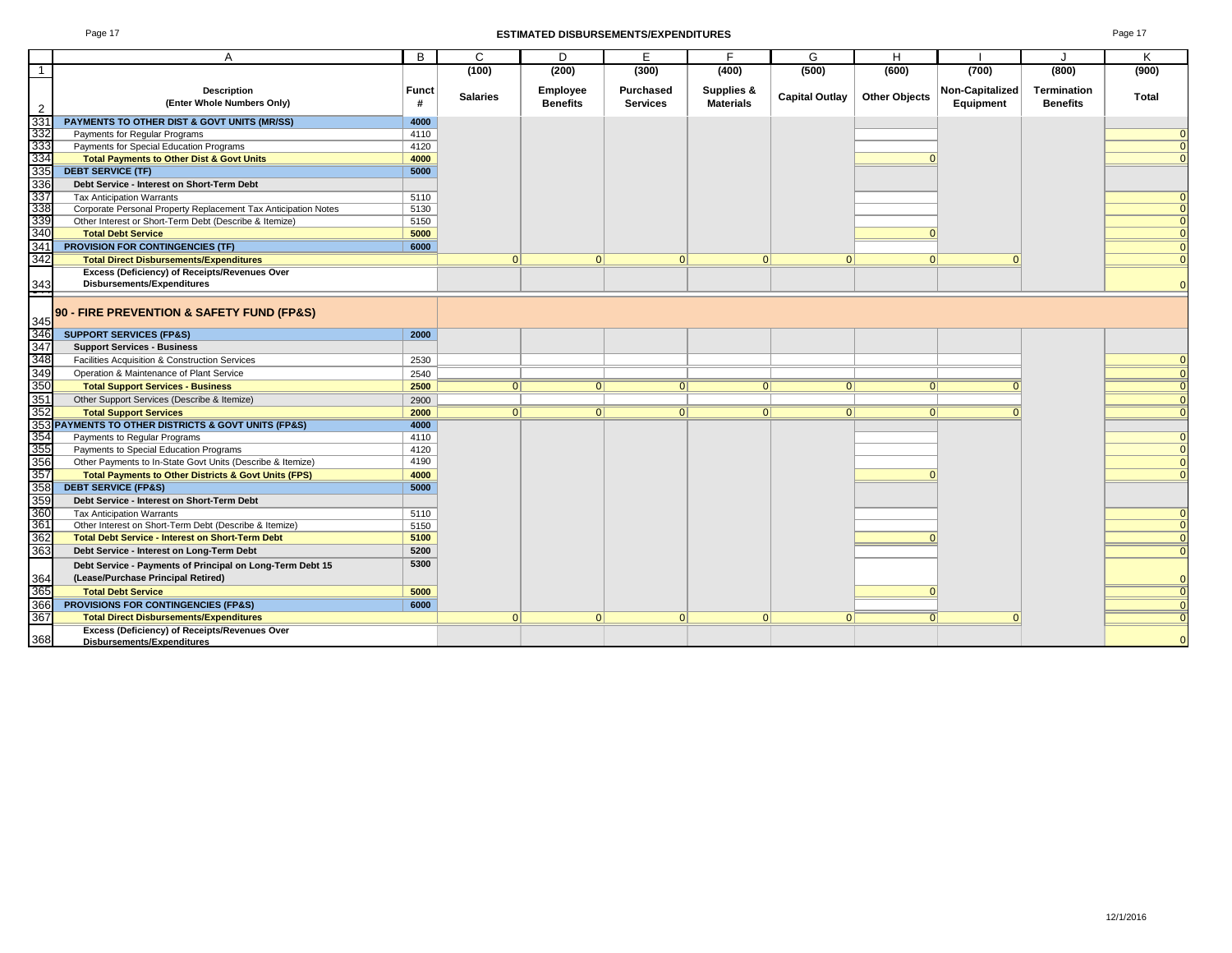## ESTIMATED DISBURSEMENTS/EXPENDITURES

| | A | B | C | D | E | F | G | H | I | J | K |
|---|---|---|---|---|---|---|---|---|---|---|---|
| 1 | | | (100) | (200) | (300) | (400) | (500) | (600) | (700) | (800) | (900) |
| 2 | **Description (Enter Whole Numbers Only)** | **Funct #** | **Salaries** | **Employee Benefits** | **Purchased Services** | **Supplies & Materials** | **Capital Outlay** | **Other Objects** | **Non-Capitalized Equipment** | **Termination Benefits** | **Total** |
| 331 | **PAYMENTS TO OTHER DIST & GOVT UNITS (MR/SS)** | **4000** | | | | | | | | | |
| 332 | Payments for Regular Programs | 4110 | | | | | | | | | 0 |
| 333 | Payments for Special Education Programs | 4120 | | | | | | | | | 0 |
| 334 | **Total Payments to Other Dist & Govt Units** | **4000** | | | | | | 0 | | | 0 |
| 335 | **DEBT SERVICE (TF)** | **5000** | | | | | | | | | |
| 336 | **Debt Service - Interest on Short-Term Debt** | | | | | | | | | | |
| 337 | Tax Anticipation Warrants | 5110 | | | | | | | | | 0 |
| 338 | Corporate Personal Property Replacement Tax Anticipation Notes | 5130 | | | | | | | | | 0 |
| 339 | Other Interest or Short-Term Debt (Describe & Itemize) | 5150 | | | | | | | | | 0 |
| 340 | **Total Debt Service** | **5000** | | | | | | 0 | | | 0 |
| 341 | **PROVISION FOR CONTINGENCIES (TF)** | **6000** | | | | | | | | | 0 |
| 342 | **Total Direct Disbursements/Expenditures** | | 0 | 0 | 0 | 0 | 0 | 0 | 0 | | 0 |
| 343 | **Excess (Deficiency) of Receipts/Revenues Over Disbursements/Expenditures** | | | | | | | | | | 0 |
| 345 | **90 - FIRE PREVENTION & SAFETY FUND (FP&S)** | | | | | | | | | | |
| 346 | **SUPPORT SERVICES (FP&S)** | **2000** | | | | | | | | | |
| 347 | **Support Services - Business** | | | | | | | | | | |
| 348 | Facilities Acquisition & Construction Services | 2530 | | | | | | | | | 0 |
| 349 | Operation & Maintenance of Plant Service | 2540 | | | | | | | | | 0 |
| 350 | **Total Support Services - Business** | **2500** | 0 | 0 | 0 | 0 | 0 | 0 | 0 | | 0 |
| 351 | Other Support Services (Describe & Itemize) | 2900 | | | | | | | | | 0 |
| 352 | **Total Support Services** | **2000** | 0 | 0 | 0 | 0 | 0 | 0 | 0 | | 0 |
| 353 | **PAYMENTS TO OTHER DISTRICTS & GOVT UNITS (FP&S)** | **4000** | | | | | | | | | |
| 354 | Payments to Regular Programs | 4110 | | | | | | | | | 0 |
| 355 | Payments to Special Education Programs | 4120 | | | | | | | | | 0 |
| 356 | Other Payments to In-State Govt Units (Describe & Itemize) | 4190 | | | | | | | | | 0 |
| 357 | **Total Payments to Other Districts & Govt Units (FPS)** | **4000** | | | | | | 0 | | | 0 |
| 358 | **DEBT SERVICE (FP&S)** | **5000** | | | | | | | | | |
| 359 | **Debt Service - Interest on Short-Term Debt** | | | | | | | | | | |
| 360 | Tax Anticipation Warrants | 5110 | | | | | | | | | 0 |
| 361 | Other Interest on Short-Term Debt (Describe & Itemize) | 5150 | | | | | | | | | 0 |
| 362 | **Total Debt Service - Interest on Short-Term Debt** | **5100** | | | | | | 0 | | | 0 |
| 363 | **Debt Service - Interest on Long-Term Debt** | **5200** | | | | | | | | | 0 |
| 364 | **Debt Service - Payments of Principal on Long-Term Debt 15 (Lease/Purchase Principal Retired)** | **5300** | | | | | | | | | 0 |
| 365 | **Total Debt Service** | **5000** | | | | | | 0 | | | 0 |
| 366 | **PROVISIONS FOR CONTINGENCIES (FP&S)** | **6000** | | | | | | | | | 0 |
| 367 | **Total Direct Disbursements/Expenditures** | | 0 | 0 | 0 | 0 | 0 | 0 | 0 | | 0 |
| 368 | **Excess (Deficiency) of Receipts/Revenues Over Disbursements/Expenditures** | | | | | | | | | | 0 |

12/1/2016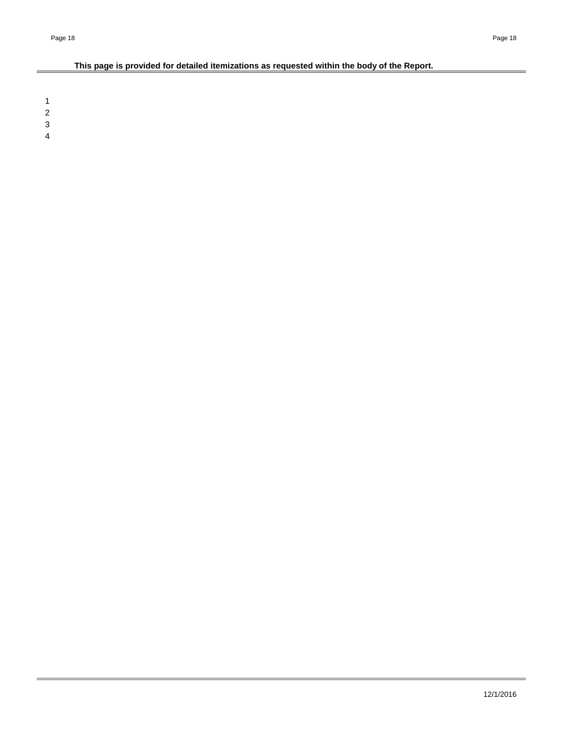**This page is provided for detailed itemizations as requested within the body of the Report.**

1
2
3
4

12/1/2016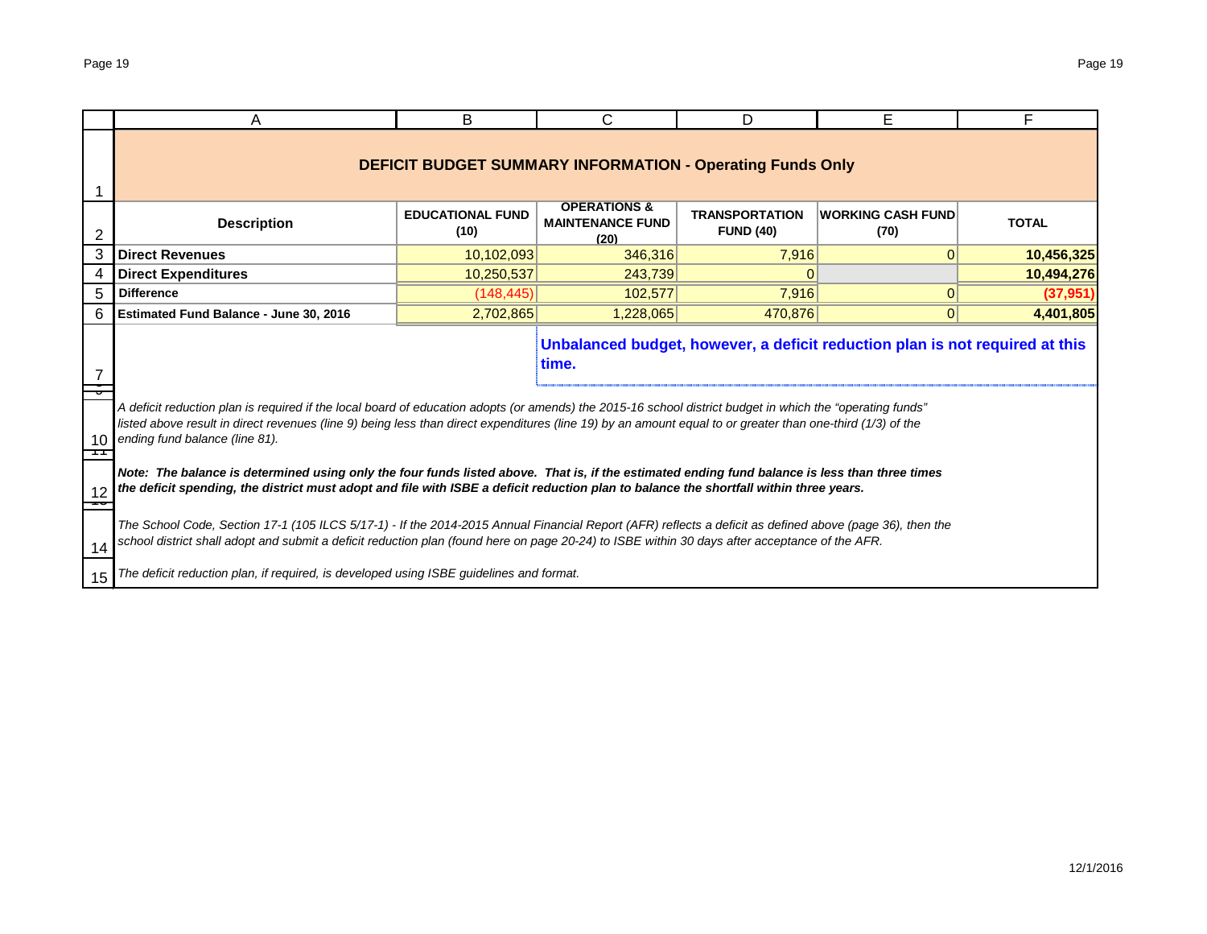## DEFICIT BUDGET SUMMARY INFORMATION - Operating Funds Only

| Description | EDUCATIONAL FUND (10) | OPERATIONS & MAINTENANCE FUND (20) | TRANSPORTATION FUND (40) | WORKING CASH FUND (70) | TOTAL |
|---|---|---|---|---|---|
| **Direct Revenues** | 10,102,093 | 346,316 | 7,916 | 0 | **10,456,325** |
| **Direct Expenditures** | 10,250,537 | 243,739 | 0 | | **10,494,276** |
| **Difference** | (148,445) | 102,577 | 7,916 | 0 | **(37,951)** |
| **Estimated Fund Balance - June 30, 2016** | 2,702,865 | 1,228,065 | 470,876 | 0 | **4,401,805** |

**Unbalanced budget, however, a deficit reduction plan is not required at this time.**

*A deficit reduction plan is required if the local board of education adopts (or amends) the 2015-16 school district budget in which the "operating funds" listed above result in direct revenues (line 9) being less than direct expenditures (line 19) by an amount equal to or greater than one-third (1/3) of the ending fund balance (line 81).*

***Note: The balance is determined using only the four funds listed above. That is, if the estimated ending fund balance is less than three times the deficit spending, the district must adopt and file with ISBE a deficit reduction plan to balance the shortfall within three years.***

*The School Code, Section 17-1 (105 ILCS 5/17-1) - If the 2014-2015 Annual Financial Report (AFR) reflects a deficit as defined above (page 36), then the school district shall adopt and submit a deficit reduction plan (found here on page 20-24) to ISBE within 30 days after acceptance of the AFR.*

*The deficit reduction plan, if required, is developed using ISBE guidelines and format.*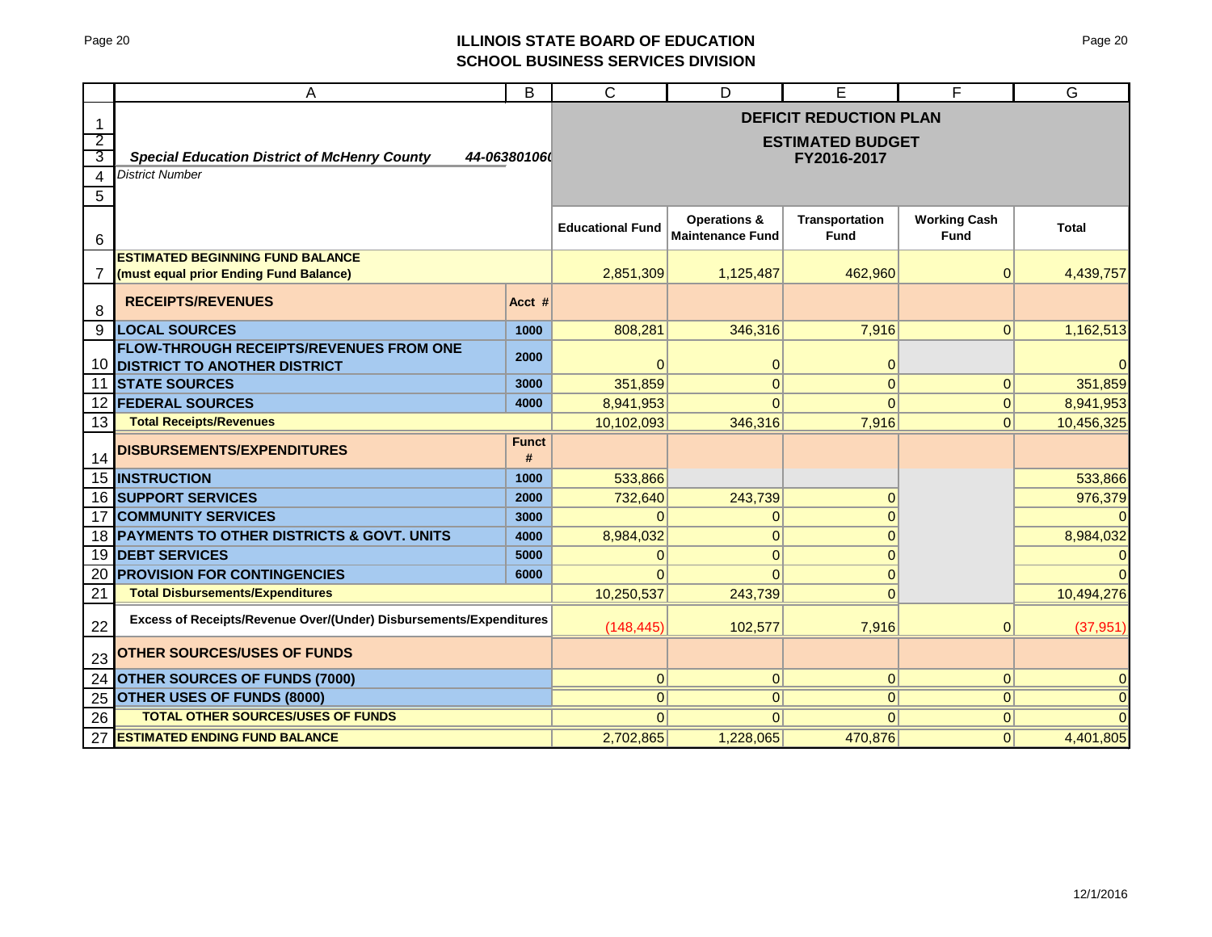## ILLINOIS STATE BOARD OF EDUCATION
## SCHOOL BUSINESS SERVICES DIVISION

| | A | B | C | D | E | F | G |
|---|---|---|---|---|---|---|---|
| 1 | | | **DEFICIT REDUCTION PLAN** | | | | |
| 2 | | | **ESTIMATED BUDGET** | | | | |
| 3 | ***Special Education District of McHenry County*** | ***44-063801060*** | **FY2016-2017** | | | | |
| 4 | *District Number* | | | | | | |
| 5 | | | | | | | |
| 6 | | | **Educational Fund** | **Operations & Maintenance Fund** | **Transportation Fund** | **Working Cash Fund** | **Total** |
| 7 | **ESTIMATED BEGINNING FUND BALANCE (must equal prior Ending Fund Balance)** | | 2,851,309 | 1,125,487 | 462,960 | 0 | 4,439,757 |
| 8 | **RECEIPTS/REVENUES** | **Acct #** | | | | | |
| 9 | **LOCAL SOURCES** | **1000** | 808,281 | 346,316 | 7,916 | 0 | 1,162,513 |
| 10 | **FLOW-THROUGH RECEIPTS/REVENUES FROM ONE DISTRICT TO ANOTHER DISTRICT** | **2000** | 0 | 0 | 0 | | 0 |
| 11 | **STATE SOURCES** | **3000** | 351,859 | 0 | 0 | 0 | 351,859 |
| 12 | **FEDERAL SOURCES** | **4000** | 8,941,953 | 0 | 0 | 0 | 8,941,953 |
| 13 | **Total Receipts/Revenues** | | 10,102,093 | 346,316 | 7,916 | 0 | 10,456,325 |
| 14 | **DISBURSEMENTS/EXPENDITURES** | **Funct #** | | | | | |
| 15 | **INSTRUCTION** | **1000** | 533,866 | | | | 533,866 |
| 16 | **SUPPORT SERVICES** | **2000** | 732,640 | 243,739 | 0 | | 976,379 |
| 17 | **COMMUNITY SERVICES** | **3000** | 0 | 0 | 0 | | 0 |
| 18 | **PAYMENTS TO OTHER DISTRICTS & GOVT. UNITS** | **4000** | 8,984,032 | 0 | 0 | | 8,984,032 |
| 19 | **DEBT SERVICES** | **5000** | 0 | 0 | 0 | | 0 |
| 20 | **PROVISION FOR CONTINGENCIES** | **6000** | 0 | 0 | 0 | | 0 |
| 21 | **Total Disbursements/Expenditures** | | 10,250,537 | 243,739 | 0 | | 10,494,276 |
| 22 | **Excess of Receipts/Revenue Over/(Under) Disbursements/Expenditures** | | (148,445) | 102,577 | 7,916 | 0 | (37,951) |
| 23 | **OTHER SOURCES/USES OF FUNDS** | | | | | | |
| 24 | **OTHER SOURCES OF FUNDS (7000)** | | 0 | 0 | 0 | 0 | 0 |
| 25 | **OTHER USES OF FUNDS (8000)** | | 0 | 0 | 0 | 0 | 0 |
| 26 | **TOTAL OTHER SOURCES/USES OF FUNDS** | | 0 | 0 | 0 | 0 | 0 |
| 27 | **ESTIMATED ENDING FUND BALANCE** | | 2,702,865 | 1,228,065 | 470,876 | 0 | 4,401,805 |

12/1/2016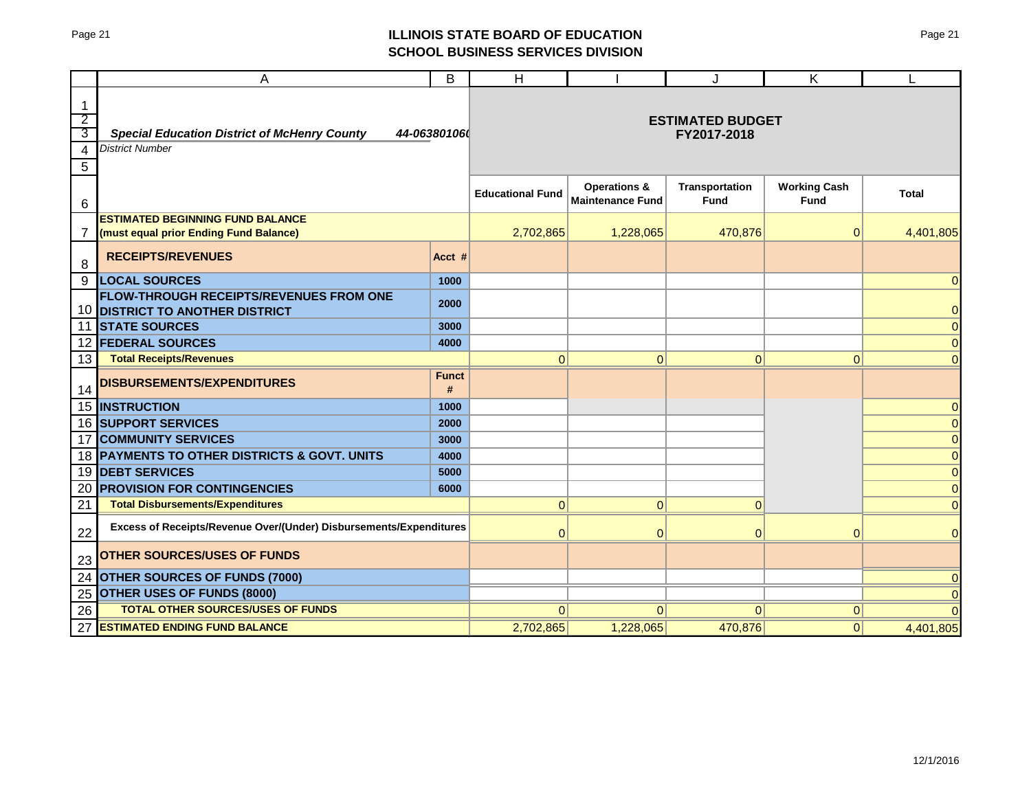## ILLINOIS STATE BOARD OF EDUCATION
## SCHOOL BUSINESS SERVICES DIVISION

| | A | B | H | I | J | K | L |
|---|---|---|---|---|---|---|---|
| 1-5 | ***Special Education District of McHenry County*** *District Number* | *44-063801060* | **ESTIMATED BUDGET FY2017-2018** | | | | |
| 6 | | | **Educational Fund** | **Operations & Maintenance Fund** | **Transportation Fund** | **Working Cash Fund** | **Total** |
| 7 | **ESTIMATED BEGINNING FUND BALANCE (must equal prior Ending Fund Balance)** | | 2,702,865 | 1,228,065 | 470,876 | 0 | 4,401,805 |
| 8 | **RECEIPTS/REVENUES** | **Acct #** | | | | | |
| 9 | **LOCAL SOURCES** | **1000** | | | | | 0 |
| 10 | **FLOW-THROUGH RECEIPTS/REVENUES FROM ONE DISTRICT TO ANOTHER DISTRICT** | **2000** | | | | | 0 |
| 11 | **STATE SOURCES** | **3000** | | | | | 0 |
| 12 | **FEDERAL SOURCES** | **4000** | | | | | 0 |
| 13 | **Total Receipts/Revenues** | | 0 | 0 | 0 | 0 | 0 |
| 14 | **DISBURSEMENTS/EXPENDITURES** | **Funct #** | | | | | |
| 15 | **INSTRUCTION** | **1000** | | | | | 0 |
| 16 | **SUPPORT SERVICES** | **2000** | | | | | 0 |
| 17 | **COMMUNITY SERVICES** | **3000** | | | | | 0 |
| 18 | **PAYMENTS TO OTHER DISTRICTS & GOVT. UNITS** | **4000** | | | | | 0 |
| 19 | **DEBT SERVICES** | **5000** | | | | | 0 |
| 20 | **PROVISION FOR CONTINGENCIES** | **6000** | | | | | 0 |
| 21 | **Total Disbursements/Expenditures** | | 0 | 0 | 0 | | 0 |
| 22 | **Excess of Receipts/Revenue Over/(Under) Disbursements/Expenditures** | | 0 | 0 | 0 | 0 | 0 |
| 23 | **OTHER SOURCES/USES OF FUNDS** | | | | | | |
| 24 | **OTHER SOURCES OF FUNDS (7000)** | | | | | | 0 |
| 25 | **OTHER USES OF FUNDS (8000)** | | | | | | 0 |
| 26 | **TOTAL OTHER SOURCES/USES OF FUNDS** | | 0 | 0 | 0 | 0 | 0 |
| 27 | **ESTIMATED ENDING FUND BALANCE** | | 2,702,865 | 1,228,065 | 470,876 | 0 | 4,401,805 |

12/1/2016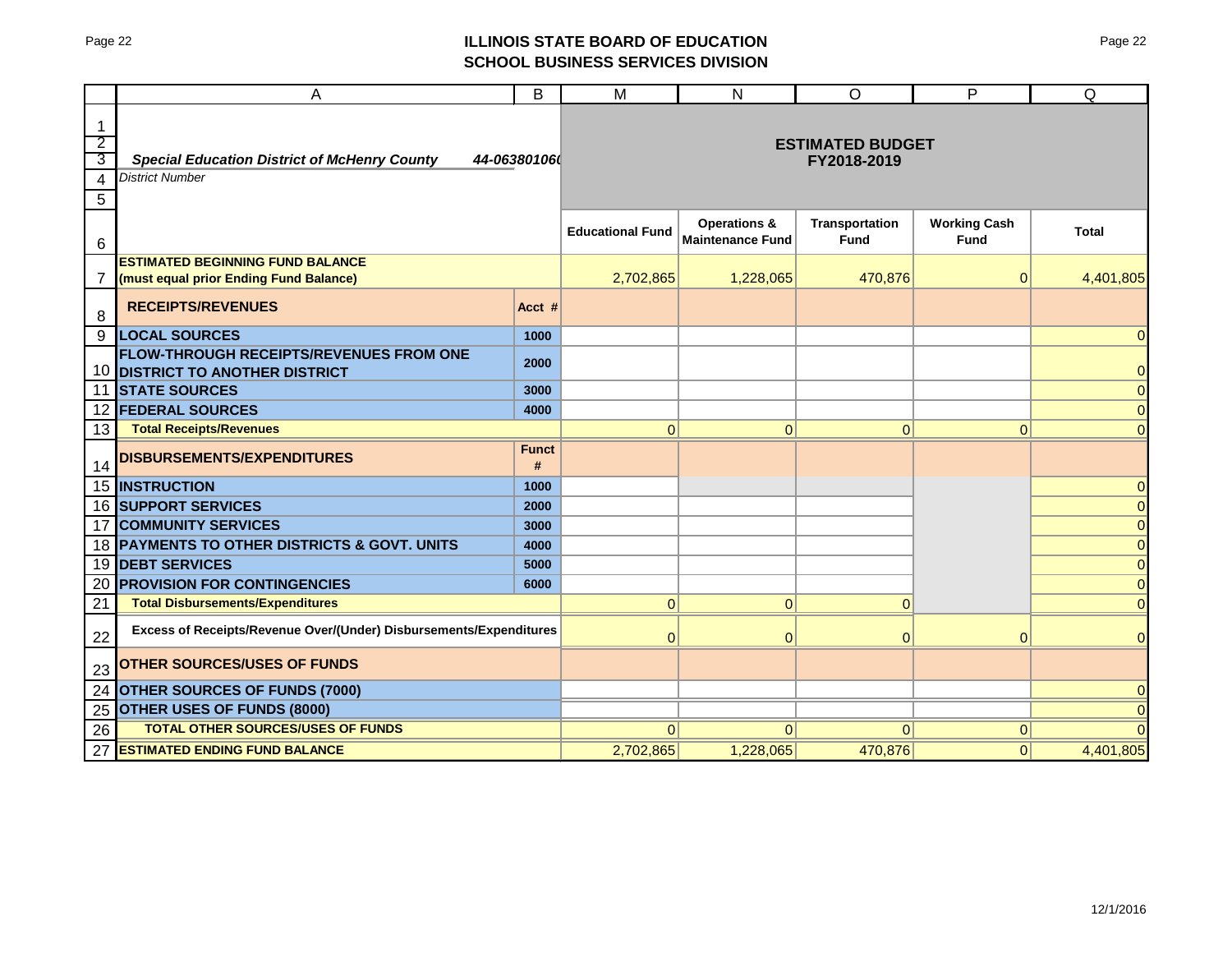## ILLINOIS STATE BOARD OF EDUCATION
## SCHOOL BUSINESS SERVICES DIVISION

| | A | B | M | N | O | P | Q |
|---|---|---|---|---|---|---|---|
| 1 | | | | | | | |
| 2 | | | ESTIMATED BUDGET FY2018-2019 | | | | |
| 3 | ***Special Education District of McHenry County*** | *44-063801060* | | | | | |
| 4 | *District Number* | | | | | | |
| 5 | | | | | | | |
| 6 | | | **Educational Fund** | **Operations & Maintenance Fund** | **Transportation Fund** | **Working Cash Fund** | **Total** |
| 7 | **ESTIMATED BEGINNING FUND BALANCE (must equal prior Ending Fund Balance)** | | 2,702,865 | 1,228,065 | 470,876 | 0 | 4,401,805 |
| 8 | **RECEIPTS/REVENUES** | **Acct #** | | | | | |
| 9 | **LOCAL SOURCES** | **1000** | | | | | 0 |
| 10 | **FLOW-THROUGH RECEIPTS/REVENUES FROM ONE DISTRICT TO ANOTHER DISTRICT** | **2000** | | | | | 0 |
| 11 | **STATE SOURCES** | **3000** | | | | | 0 |
| 12 | **FEDERAL SOURCES** | **4000** | | | | | 0 |
| 13 | **Total Receipts/Revenues** | | 0 | 0 | 0 | 0 | 0 |
| 14 | **DISBURSEMENTS/EXPENDITURES** | **Funct #** | | | | | |
| 15 | **INSTRUCTION** | **1000** | | | | | 0 |
| 16 | **SUPPORT SERVICES** | **2000** | | | | | 0 |
| 17 | **COMMUNITY SERVICES** | **3000** | | | | | 0 |
| 18 | **PAYMENTS TO OTHER DISTRICTS & GOVT. UNITS** | **4000** | | | | | 0 |
| 19 | **DEBT SERVICES** | **5000** | | | | | 0 |
| 20 | **PROVISION FOR CONTINGENCIES** | **6000** | | | | | 0 |
| 21 | **Total Disbursements/Expenditures** | | 0 | 0 | 0 | | 0 |
| 22 | **Excess of Receipts/Revenue Over/(Under) Disbursements/Expenditures** | | 0 | 0 | 0 | 0 | 0 |
| 23 | **OTHER SOURCES/USES OF FUNDS** | | | | | | |
| 24 | **OTHER SOURCES OF FUNDS (7000)** | | | | | | 0 |
| 25 | **OTHER USES OF FUNDS (8000)** | | | | | | 0 |
| 26 | **TOTAL OTHER SOURCES/USES OF FUNDS** | | 0 | 0 | 0 | 0 | 0 |
| 27 | **ESTIMATED ENDING FUND BALANCE** | | 2,702,865 | 1,228,065 | 470,876 | 0 | 4,401,805 |

12/1/2016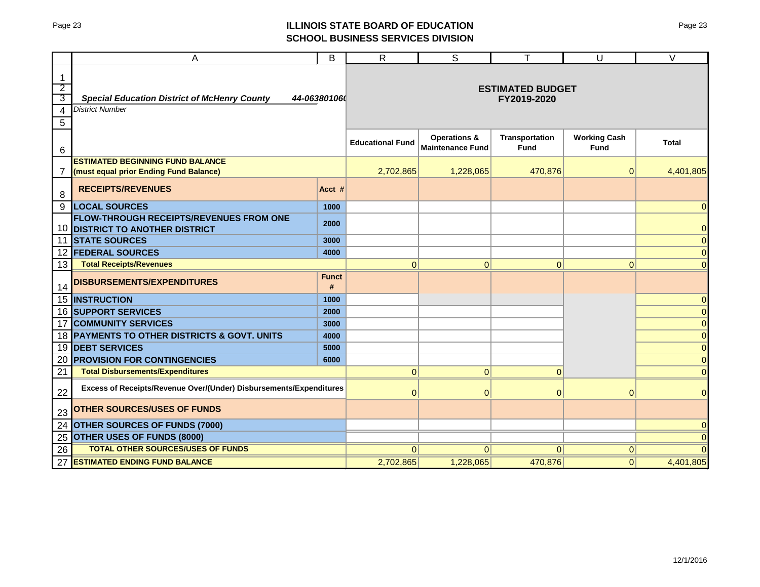## ILLINOIS STATE BOARD OF EDUCATION
## SCHOOL BUSINESS SERVICES DIVISION

| | A | B | R | S | T | U | V |
|---|---|---|---|---|---|---|---|
| 1-5 | ***Special Education District of McHenry County*** *District Number* | *44-063801060* | **ESTIMATED BUDGET FY2019-2020** | | | | |
| 6 | | | **Educational Fund** | **Operations & Maintenance Fund** | **Transportation Fund** | **Working Cash Fund** | **Total** |
| 7 | **ESTIMATED BEGINNING FUND BALANCE (must equal prior Ending Fund Balance)** | | 2,702,865 | 1,228,065 | 470,876 | 0 | 4,401,805 |
| 8 | **RECEIPTS/REVENUES** | **Acct #** | | | | | |
| 9 | **LOCAL SOURCES** | **1000** | | | | | 0 |
| 10 | **FLOW-THROUGH RECEIPTS/REVENUES FROM ONE DISTRICT TO ANOTHER DISTRICT** | **2000** | | | | | 0 |
| 11 | **STATE SOURCES** | **3000** | | | | | 0 |
| 12 | **FEDERAL SOURCES** | **4000** | | | | | 0 |
| 13 | **Total Receipts/Revenues** | | 0 | 0 | 0 | 0 | 0 |
| 14 | **DISBURSEMENTS/EXPENDITURES** | **Funct #** | | | | | |
| 15 | **INSTRUCTION** | **1000** | | | | | 0 |
| 16 | **SUPPORT SERVICES** | **2000** | | | | | 0 |
| 17 | **COMMUNITY SERVICES** | **3000** | | | | | 0 |
| 18 | **PAYMENTS TO OTHER DISTRICTS & GOVT. UNITS** | **4000** | | | | | 0 |
| 19 | **DEBT SERVICES** | **5000** | | | | | 0 |
| 20 | **PROVISION FOR CONTINGENCIES** | **6000** | | | | | 0 |
| 21 | **Total Disbursements/Expenditures** | | 0 | 0 | 0 | | 0 |
| 22 | **Excess of Receipts/Revenue Over/(Under) Disbursements/Expenditures** | | 0 | 0 | 0 | 0 | 0 |
| 23 | **OTHER SOURCES/USES OF FUNDS** | | | | | | |
| 24 | **OTHER SOURCES OF FUNDS (7000)** | | | | | | 0 |
| 25 | **OTHER USES OF FUNDS (8000)** | | | | | | 0 |
| 26 | **TOTAL OTHER SOURCES/USES OF FUNDS** | | 0 | 0 | 0 | 0 | 0 |
| 27 | **ESTIMATED ENDING FUND BALANCE** | | 2,702,865 | 1,228,065 | 470,876 | 0 | 4,401,805 |

12/1/2016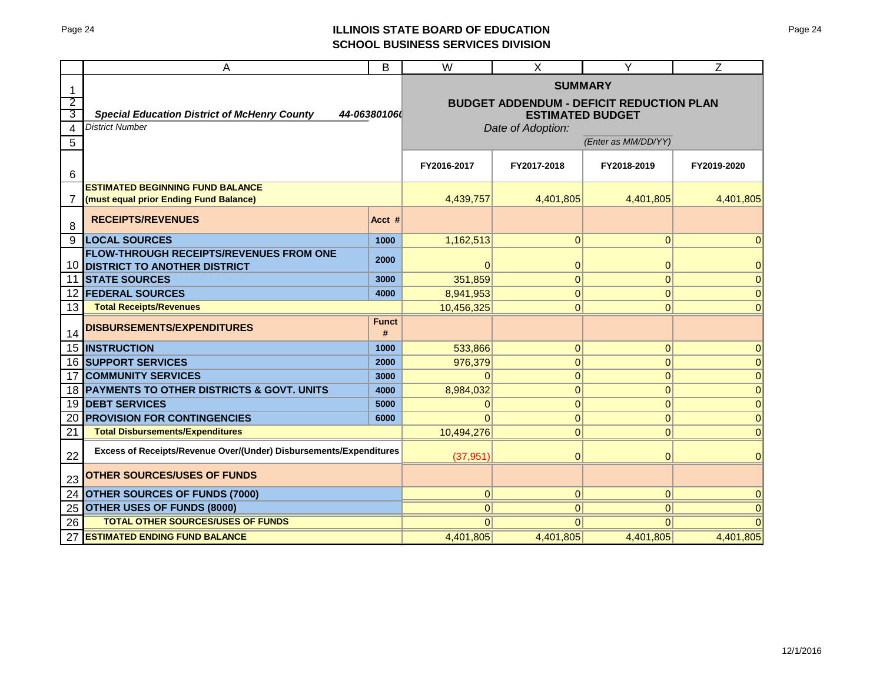# ILLINOIS STATE BOARD OF EDUCATION
## SCHOOL BUSINESS SERVICES DIVISION

| | A | B | W | X | Y | Z |
|---|---|---|---|---|---|---|
| 1 | | | **SUMMARY** | | | |
| 2 | | | **BUDGET ADDENDUM - DEFICIT REDUCTION PLAN** | | | |
| 3 | ***Special Education District of McHenry County*** | ***44-063801060*** | **ESTIMATED BUDGET** | | | |
| 4 | *District Number* | | *Date of Adoption:* | | | |
| 5 | | | | | *(Enter as MM/DD/YY)* | |
| 6 | | | **FY2016-2017** | **FY2017-2018** | **FY2018-2019** | **FY2019-2020** |
| 7 | **ESTIMATED BEGINNING FUND BALANCE (must equal prior Ending Fund Balance)** | | 4,439,757 | 4,401,805 | 4,401,805 | 4,401,805 |
| 8 | **RECEIPTS/REVENUES** | **Acct #** | | | | |
| 9 | **LOCAL SOURCES** | **1000** | 1,162,513 | 0 | 0 | 0 |
| 10 | **FLOW-THROUGH RECEIPTS/REVENUES FROM ONE DISTRICT TO ANOTHER DISTRICT** | **2000** | 0 | 0 | 0 | 0 |
| 11 | **STATE SOURCES** | **3000** | 351,859 | 0 | 0 | 0 |
| 12 | **FEDERAL SOURCES** | **4000** | 8,941,953 | 0 | 0 | 0 |
| 13 | **Total Receipts/Revenues** | | 10,456,325 | 0 | 0 | 0 |
| 14 | **DISBURSEMENTS/EXPENDITURES** | **Funct #** | | | | |
| 15 | **INSTRUCTION** | **1000** | 533,866 | 0 | 0 | 0 |
| 16 | **SUPPORT SERVICES** | **2000** | 976,379 | 0 | 0 | 0 |
| 17 | **COMMUNITY SERVICES** | **3000** | 0 | 0 | 0 | 0 |
| 18 | **PAYMENTS TO OTHER DISTRICTS & GOVT. UNITS** | **4000** | 8,984,032 | 0 | 0 | 0 |
| 19 | **DEBT SERVICES** | **5000** | 0 | 0 | 0 | 0 |
| 20 | **PROVISION FOR CONTINGENCIES** | **6000** | 0 | 0 | 0 | 0 |
| 21 | **Total Disbursements/Expenditures** | | 10,494,276 | 0 | 0 | 0 |
| 22 | **Excess of Receipts/Revenue Over/(Under) Disbursements/Expenditures** | | (37,951) | 0 | 0 | 0 |
| 23 | **OTHER SOURCES/USES OF FUNDS** | | | | | |
| 24 | **OTHER SOURCES OF FUNDS (7000)** | | 0 | 0 | 0 | 0 |
| 25 | **OTHER USES OF FUNDS (8000)** | | 0 | 0 | 0 | 0 |
| 26 | **TOTAL OTHER SOURCES/USES OF FUNDS** | | 0 | 0 | 0 | 0 |
| 27 | **ESTIMATED ENDING FUND BALANCE** | | 4,401,805 | 4,401,805 | 4,401,805 | 4,401,805 |

12/1/2016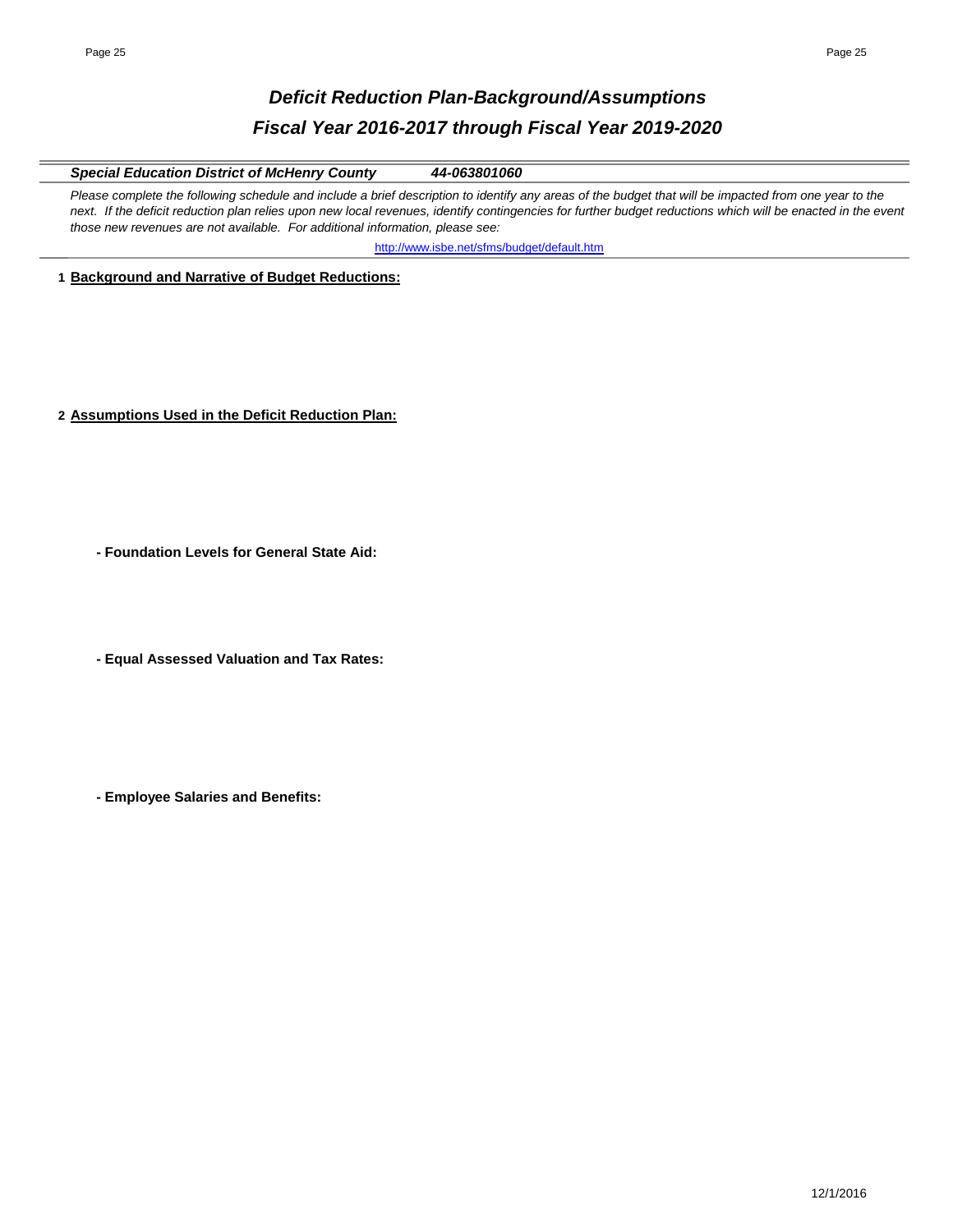# *Deficit Reduction Plan-Background/Assumptions*

## *Fiscal Year 2016-2017 through Fiscal Year 2019-2020*

***Special Education District of McHenry County*** ***44-063801060***

*Please complete the following schedule and include a brief description to identify any areas of the budget that will be impacted from one year to the next. If the deficit reduction plan relies upon new local revenues, identify contingencies for further budget reductions which will be enacted in the event those new revenues are not available. For additional information, please see:*

http://www.isbe.net/sfms/budget/default.htm

**1 Background and Narrative of Budget Reductions:**

**2 Assumptions Used in the Deficit Reduction Plan:**

**- Foundation Levels for General State Aid:**

**- Equal Assessed Valuation and Tax Rates:**

**- Employee Salaries and Benefits:**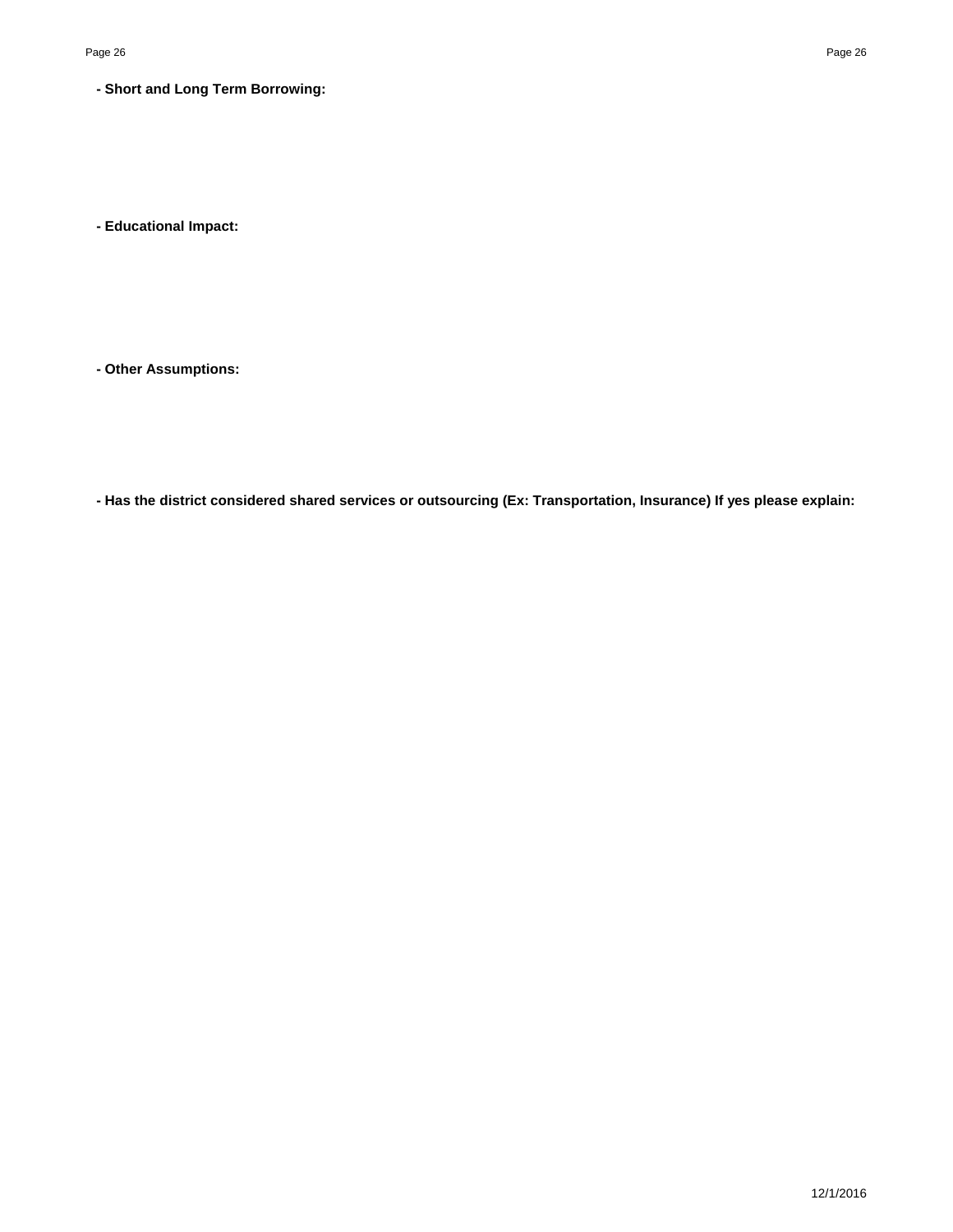**- Short and Long Term Borrowing:**

**- Educational Impact:**

**- Other Assumptions:**

**- Has the district considered shared services or outsourcing (Ex: Transportation, Insurance) If yes please explain:**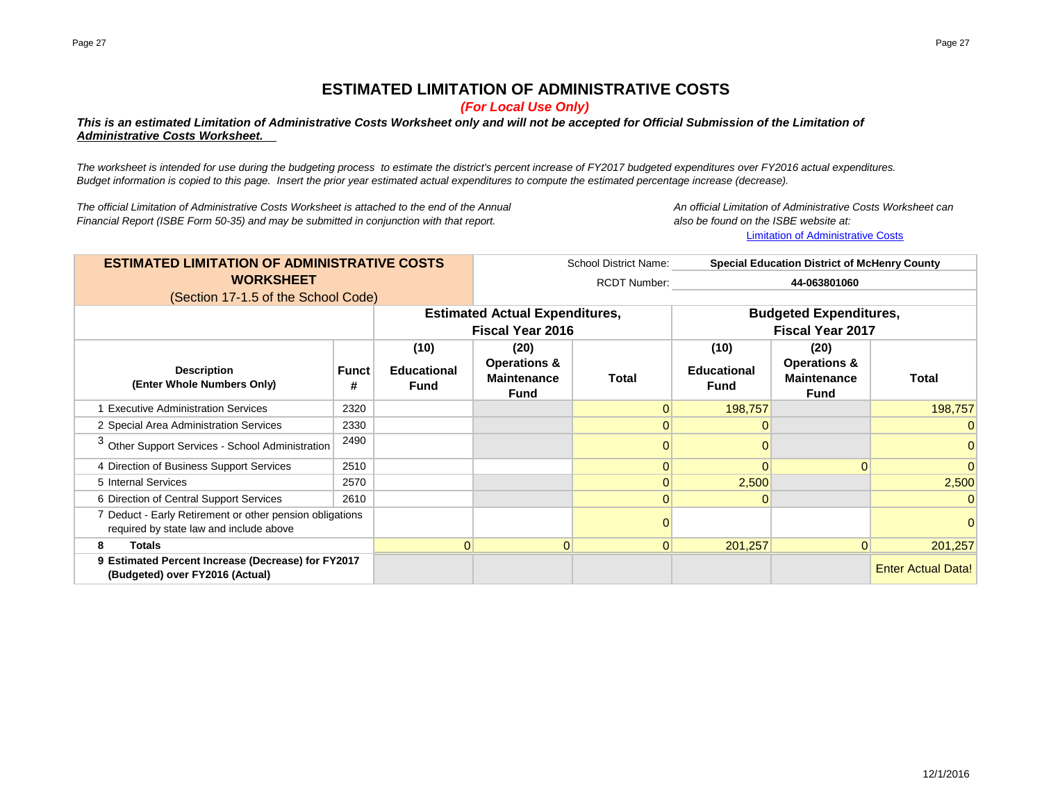# ESTIMATED LIMITATION OF ADMINISTRATIVE COSTS

*(For Local Use Only)*

***This is an estimated Limitation of Administrative Costs Worksheet only and will not be accepted for Official Submission of the Limitation of Administrative Costs Worksheet.***

*The worksheet is intended for use during the budgeting process to estimate the district's percent increase of FY2017 budgeted expenditures over FY2016 actual expenditures. Budget information is copied to this page. Insert the prior year estimated actual expenditures to compute the estimated percentage increase (decrease).*

*The official Limitation of Administrative Costs Worksheet is attached to the end of the Annual Financial Report (ISBE Form 50-35) and may be submitted in conjunction with that report.*

*An official Limitation of Administrative Costs Worksheet can also be found on the ISBE website at:*
Limitation of Administrative Costs

| **ESTIMATED LIMITATION OF ADMINISTRATIVE COSTS WORKSHEET** (Section 17-1.5 of the School Code) | | | | School District Name: | **Special Education District of McHenry County** | | |
|---|---|---|---|---|---|---|---|
| | | | | RCDT Number: | **44-063801060** | | |
| | | **Estimated Actual Expenditures, Fiscal Year 2016** | | | **Budgeted Expenditures, Fiscal Year 2017** | | |
| **Description (Enter Whole Numbers Only)** | **Funct #** | **(10) Educational Fund** | **(20) Operations & Maintenance Fund** | **Total** | **(10) Educational Fund** | **(20) Operations & Maintenance Fund** | **Total** |
| 1 Executive Administration Services | 2320 | | | 0 | 198,757 | | 198,757 |
| 2 Special Area Administration Services | 2330 | | | 0 | 0 | | 0 |
| 3 Other Support Services - School Administration | 2490 | | | 0 | 0 | | 0 |
| 4 Direction of Business Support Services | 2510 | | | 0 | 0 | 0 | 0 |
| 5 Internal Services | 2570 | | | 0 | 2,500 | | 2,500 |
| 6 Direction of Central Support Services | 2610 | | | 0 | 0 | | 0 |
| 7 Deduct - Early Retirement or other pension obligations required by state law and include above | | | | 0 | | | 0 |
| **8 Totals** | | 0 | 0 | 0 | 201,257 | 0 | 201,257 |
| **9 Estimated Percent Increase (Decrease) for FY2017 (Budgeted) over FY2016 (Actual)** | | | | | | | Enter Actual Data! |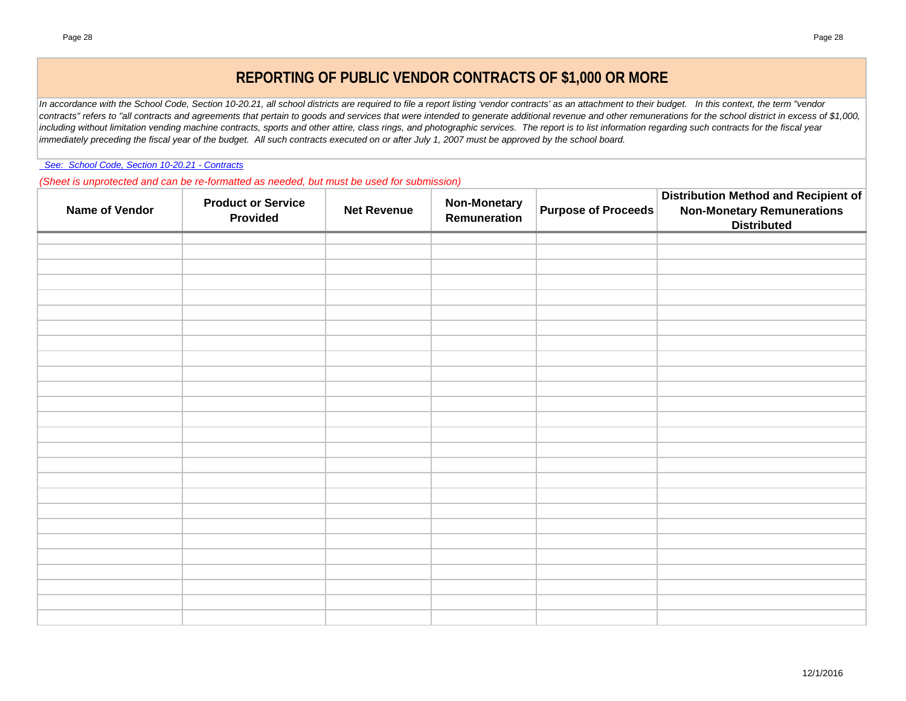# REPORTING OF PUBLIC VENDOR CONTRACTS OF $1,000 OR MORE

*In accordance with the School Code, Section 10-20.21, all school districts are required to file a report listing 'vendor contracts' as an attachment to their budget. In this context, the term "vendor contracts" refers to "all contracts and agreements that pertain to goods and services that were intended to generate additional revenue and other remunerations for the school district in excess of $1,000, including without limitation vending machine contracts, sports and other attire, class rings, and photographic services. The report is to list information regarding such contracts for the fiscal year immediately preceding the fiscal year of the budget. All such contracts executed on or after July 1, 2007 must be approved by the school board.*

*See: School Code, Section 10-20.21 - Contracts*

*(Sheet is unprotected and can be re-formatted as needed, but must be used for submission)*

| Name of Vendor | Product or Service Provided | Net Revenue | Non-Monetary Remuneration | Purpose of Proceeds | Distribution Method and Recipient of Non-Monetary Remunerations Distributed |
|---|---|---|---|---|---|
| | | | | | |
| | | | | | |
| | | | | | |
| | | | | | |
| | | | | | |
| | | | | | |
| | | | | | |
| | | | | | |
| | | | | | |
| | | | | | |
| | | | | | |
| | | | | | |
| | | | | | |
| | | | | | |
| | | | | | |
| | | | | | |
| | | | | | |
| | | | | | |
| | | | | | |
| | | | | | |
| | | | | | |
| | | | | | |
| | | | | | |
| | | | | | |
| | | | | | |

12/1/2016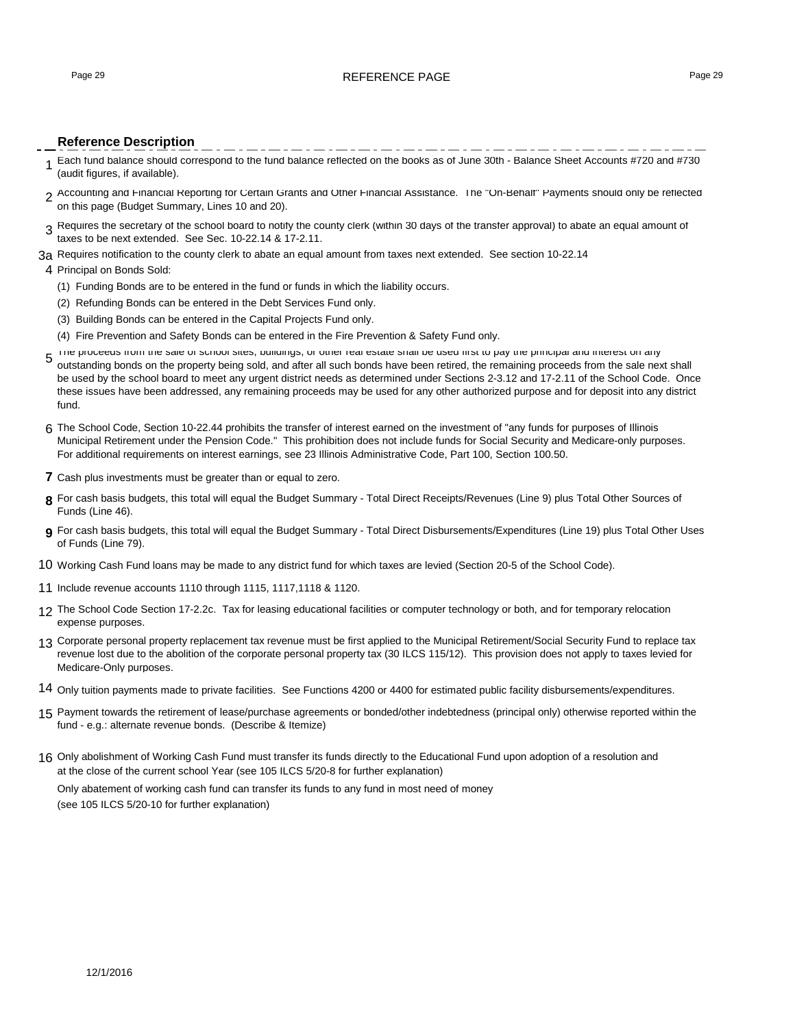# REFERENCE PAGE

## Reference Description

1 Each fund balance should correspond to the fund balance reflected on the books as of June 30th - Balance Sheet Accounts #720 and #730 (audit figures, if available).

2 Accounting and Financial Reporting for Certain Grants and Other Financial Assistance. The "On-Behalf" Payments should only be reflected on this page (Budget Summary, Lines 10 and 20).

3 Requires the secretary of the school board to notify the county clerk (within 30 days of the transfer approval) to abate an equal amount of taxes to be next extended. See Sec. 10-22.14 & 17-2.11.

3a Requires notification to the county clerk to abate an equal amount from taxes next extended. See section 10-22.14

4 Principal on Bonds Sold:

(1) Funding Bonds are to be entered in the fund or funds in which the liability occurs.

(2) Refunding Bonds can be entered in the Debt Services Fund only.

(3) Building Bonds can be entered in the Capital Projects Fund only.

(4) Fire Prevention and Safety Bonds can be entered in the Fire Prevention & Safety Fund only.

5 The proceeds from the sale of school sites, buildings, or other real estate shall be used first to pay the principal and interest on any outstanding bonds on the property being sold, and after all such bonds have been retired, the remaining proceeds from the sale next shall be used by the school board to meet any urgent district needs as determined under Sections 2-3.12 and 17-2.11 of the School Code. Once these issues have been addressed, any remaining proceeds may be used for any other authorized purpose and for deposit into any district fund.

6 The School Code, Section 10-22.44 prohibits the transfer of interest earned on the investment of "any funds for purposes of Illinois Municipal Retirement under the Pension Code." This prohibition does not include funds for Social Security and Medicare-only purposes. For additional requirements on interest earnings, see 23 Illinois Administrative Code, Part 100, Section 100.50.

**7** Cash plus investments must be greater than or equal to zero.

**8** For cash basis budgets, this total will equal the Budget Summary - Total Direct Receipts/Revenues (Line 9) plus Total Other Sources of Funds (Line 46).

**9** For cash basis budgets, this total will equal the Budget Summary - Total Direct Disbursements/Expenditures (Line 19) plus Total Other Uses of Funds (Line 79).

10 Working Cash Fund loans may be made to any district fund for which taxes are levied (Section 20-5 of the School Code).

11 Include revenue accounts 1110 through 1115, 1117,1118 & 1120.

12 The School Code Section 17-2.2c. Tax for leasing educational facilities or computer technology or both, and for temporary relocation expense purposes.

13 Corporate personal property replacement tax revenue must be first applied to the Municipal Retirement/Social Security Fund to replace tax revenue lost due to the abolition of the corporate personal property tax (30 ILCS 115/12). This provision does not apply to taxes levied for Medicare-Only purposes.

14 Only tuition payments made to private facilities. See Functions 4200 or 4400 for estimated public facility disbursements/expenditures.

15 Payment towards the retirement of lease/purchase agreements or bonded/other indebtedness (principal only) otherwise reported within the fund - e.g.: alternate revenue bonds. (Describe & Itemize)

16 Only abolishment of Working Cash Fund must transfer its funds directly to the Educational Fund upon adoption of a resolution and at the close of the current school Year (see 105 ILCS 5/20-8 for further explanation)

Only abatement of working cash fund can transfer its funds to any fund in most need of money (see 105 ILCS 5/20-10 for further explanation)

12/1/2016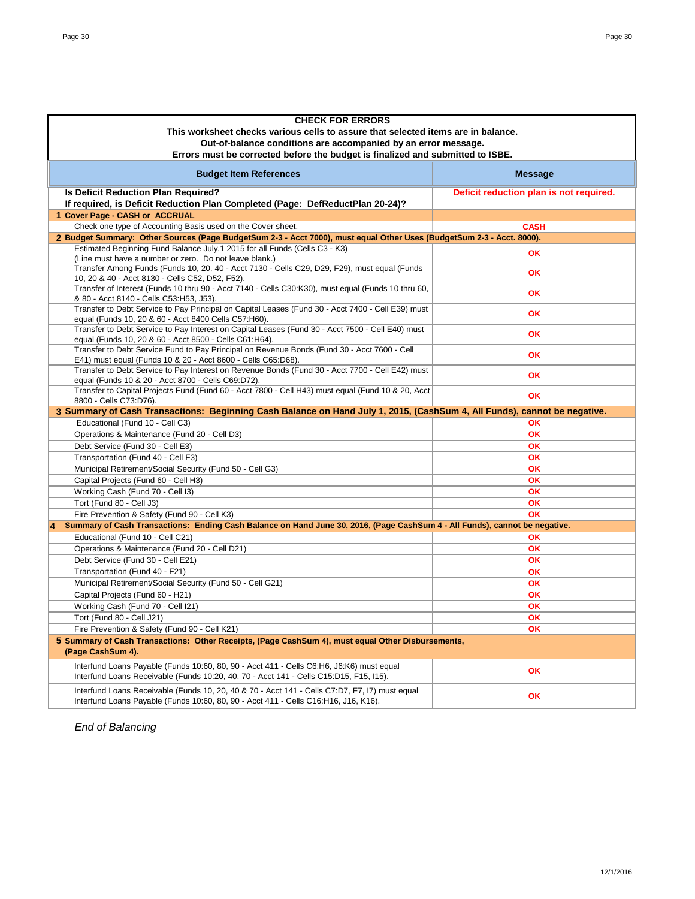**CHECK FOR ERRORS**

**This worksheet checks various cells to assure that selected items are in balance.**
**Out-of-balance conditions are accompanied by an error message.**
**Errors must be corrected before the budget is finalized and submitted to ISBE.**

| Budget Item References | Message |
|---|---|
| **Is Deficit Reduction Plan Required?** | **Deficit reduction plan is not required.** |
| **If required, is Deficit Reduction Plan Completed (Page: DefReductPlan 20-24)?** | |
| **1 Cover Page - CASH or ACCRUAL** | |
| Check one type of Accounting Basis used on the Cover sheet. | **CASH** |
| **2 Budget Summary: Other Sources (Page BudgetSum 2-3 - Acct 7000), must equal Other Uses (BudgetSum 2-3 - Acct. 8000).** | |
| Estimated Beginning Fund Balance July,1 2015 for all Funds (Cells C3 - K3) (Line must have a number or zero. Do not leave blank.) | **OK** |
| Transfer Among Funds (Funds 10, 20, 40 - Acct 7130 - Cells C29, D29, F29), must equal (Funds 10, 20 & 40 - Acct 8130 - Cells C52, D52, F52). | **OK** |
| Transfer of Interest (Funds 10 thru 90 - Acct 7140 - Cells C30:K30), must equal (Funds 10 thru 60, & 80 - Acct 8140 - Cells C53:H53, J53). | **OK** |
| Transfer to Debt Service to Pay Principal on Capital Leases (Fund 30 - Acct 7400 - Cell E39) must equal (Funds 10, 20 & 60 - Acct 8400 Cells C57:H60). | **OK** |
| Transfer to Debt Service to Pay Interest on Capital Leases (Fund 30 - Acct 7500 - Cell E40) must equal (Funds 10, 20 & 60 - Acct 8500 - Cells C61:H64). | **OK** |
| Transfer to Debt Service Fund to Pay Principal on Revenue Bonds (Fund 30 - Acct 7600 - Cell E41) must equal (Funds 10 & 20 - Acct 8600 - Cells C65:D68). | **OK** |
| Transfer to Debt Service to Pay Interest on Revenue Bonds (Fund 30 - Acct 7700 - Cell E42) must equal (Funds 10 & 20 - Acct 8700 - Cells C69:D72). | **OK** |
| Transfer to Capital Projects Fund (Fund 60 - Acct 7800 - Cell H43) must equal (Fund 10 & 20, Acct 8800 - Cells C73:D76). | **OK** |
| **3 Summary of Cash Transactions: Beginning Cash Balance on Hand July 1, 2015, (CashSum 4, All Funds), cannot be negative.** | |
| Educational (Fund 10 - Cell C3) | **OK** |
| Operations & Maintenance (Fund 20 - Cell D3) | **OK** |
| Debt Service (Fund 30 - Cell E3) | **OK** |
| Transportation (Fund 40 - Cell F3) | **OK** |
| Municipal Retirement/Social Security (Fund 50 - Cell G3) | **OK** |
| Capital Projects (Fund 60 - Cell H3) | **OK** |
| Working Cash (Fund 70 - Cell I3) | **OK** |
| Tort (Fund 80 - Cell J3) | **OK** |
| Fire Prevention & Safety (Fund 90 - Cell K3) | **OK** |
| **4 Summary of Cash Transactions: Ending Cash Balance on Hand June 30, 2016, (Page CashSum 4 - All Funds), cannot be negative.** | |
| Educational (Fund 10 - Cell C21) | **OK** |
| Operations & Maintenance (Fund 20 - Cell D21) | **OK** |
| Debt Service (Fund 30 - Cell E21) | **OK** |
| Transportation (Fund 40 - F21) | **OK** |
| Municipal Retirement/Social Security (Fund 50 - Cell G21) | **OK** |
| Capital Projects (Fund 60 - H21) | **OK** |
| Working Cash (Fund 70 - Cell I21) | **OK** |
| Tort (Fund 80 - Cell J21) | **OK** |
| Fire Prevention & Safety (Fund 90 - Cell K21) | **OK** |
| **5 Summary of Cash Transactions: Other Receipts, (Page CashSum 4), must equal Other Disbursements, (Page CashSum 4).** | |
| Interfund Loans Payable (Funds 10:60, 80, 90 - Acct 411 - Cells C6:H6, J6:K6) must equal Interfund Loans Receivable (Funds 10:20, 40, 70 - Acct 141 - Cells C15:D15, F15, I15). | **OK** |
| Interfund Loans Receivable (Funds 10, 20, 40 & 70 - Acct 141 - Cells C7:D7, F7, I7) must equal Interfund Loans Payable (Funds 10:60, 80, 90 - Acct 411 - Cells C16:H16, J16, K16). | **OK** |

*End of Balancing*